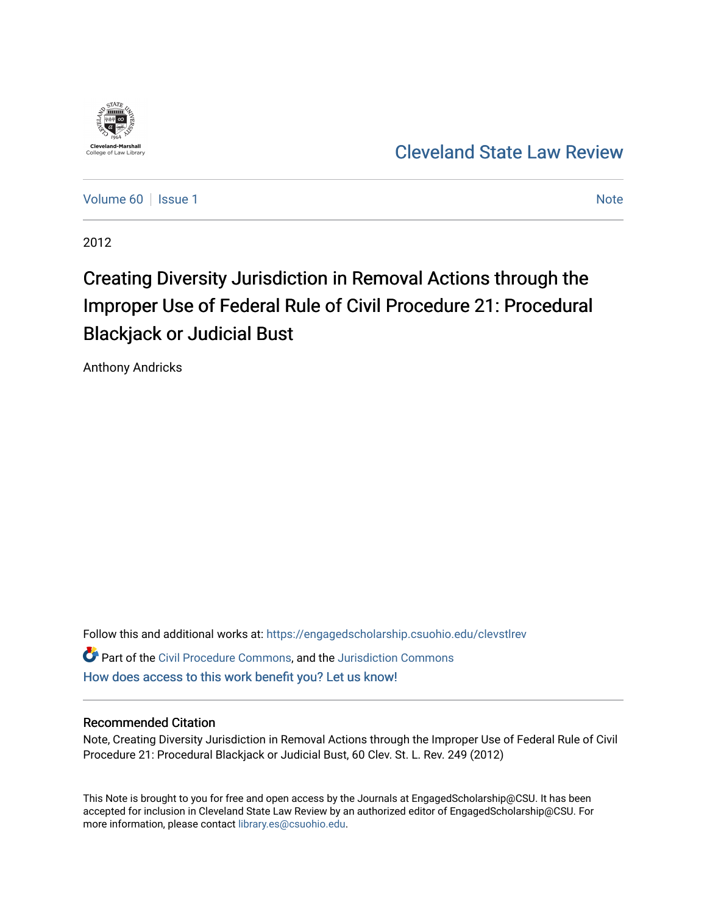Cleveland-Marshall College of Law Library

# Cleveland State Law Review

Volume 60 | Issue 1 — Note

2012

# Creating Diversity Jurisdiction in Removal Actions through the Improper Use of Federal Rule of Civil Procedure 21: Procedural Blackjack or Judicial Bust

Anthony Andricks

Follow this and additional works at: https://engagedscholarship.csuohio.edu/clevstlrev

Part of the Civil Procedure Commons, and the Jurisdiction Commons

How does access to this work benefit you? Let us know!

## Recommended Citation

Note, Creating Diversity Jurisdiction in Removal Actions through the Improper Use of Federal Rule of Civil Procedure 21: Procedural Blackjack or Judicial Bust, 60 Clev. St. L. Rev. 249 (2012)

This Note is brought to you for free and open access by the Journals at EngagedScholarship@CSU. It has been accepted for inclusion in Cleveland State Law Review by an authorized editor of EngagedScholarship@CSU. For more information, please contact library.es@csuohio.edu.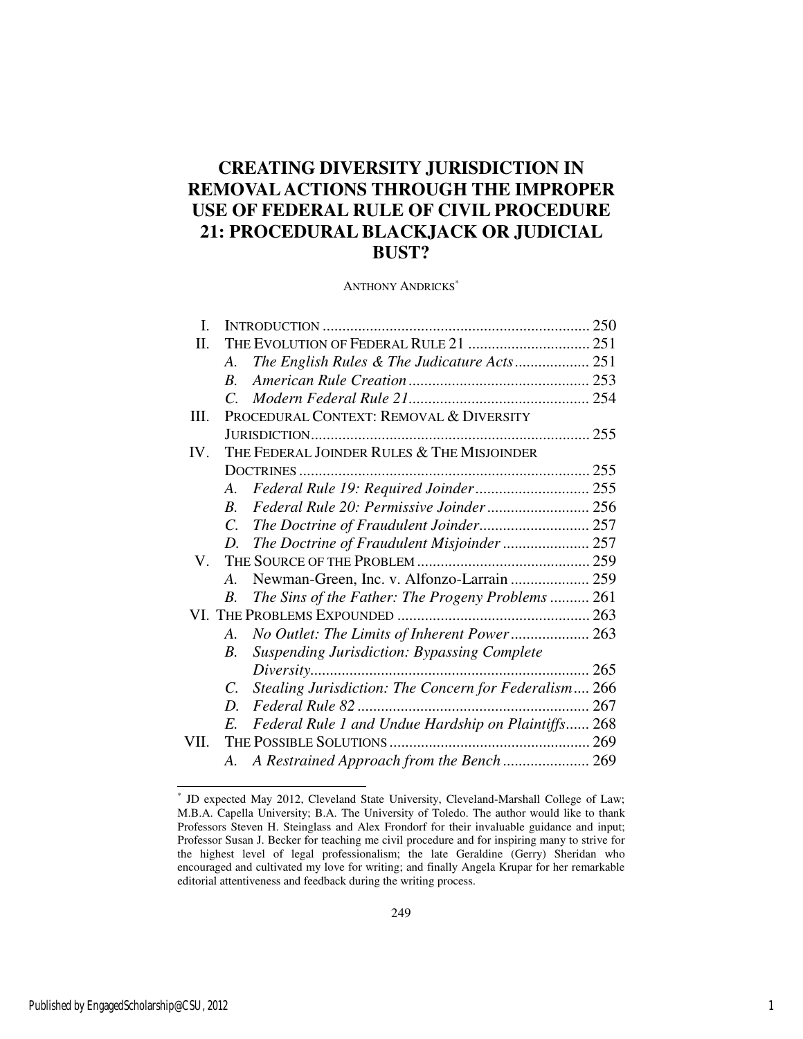# CREATING DIVERSITY JURISDICTION IN REMOVAL ACTIONS THROUGH THE IMPROPER USE OF FEDERAL RULE OF CIVIL PROCEDURE 21: PROCEDURAL BLACKJACK OR JUDICIAL BUST?

ANTHONY ANDRICKS[*]

| | | |
|---|---|---|
| I. | INTRODUCTION | 250 |
| II. | THE EVOLUTION OF FEDERAL RULE 21 | 251 |
| | *A. The English Rules & The Judicature Acts* | 251 |
| | *B. American Rule Creation* | 253 |
| | *C. Modern Federal Rule 21* | 254 |
| III. | PROCEDURAL CONTEXT: REMOVAL & DIVERSITY JURISDICTION | 255 |
| IV. | THE FEDERAL JOINDER RULES & THE MISJOINDER DOCTRINES | 255 |
| | *A. Federal Rule 19: Required Joinder* | 255 |
| | *B. Federal Rule 20: Permissive Joinder* | 256 |
| | *C. The Doctrine of Fraudulent Joinder* | 257 |
| | *D. The Doctrine of Fraudulent Misjoinder* | 257 |
| V. | THE SOURCE OF THE PROBLEM | 259 |
| | *A.* Newman-Green, Inc. v. Alfonzo-Larrain | 259 |
| | *B. The Sins of the Father: The Progeny Problems* | 261 |
| VI. | THE PROBLEMS EXPOUNDED | 263 |
| | *A. No Outlet: The Limits of Inherent Power* | 263 |
| | *B. Suspending Jurisdiction: Bypassing Complete Diversity* | 265 |
| | *C. Stealing Jurisdiction: The Concern for Federalism* | 266 |
| | *D. Federal Rule 82* | 267 |
| | *E. Federal Rule 1 and Undue Hardship on Plaintiffs* | 268 |
| VII. | THE POSSIBLE SOLUTIONS | 269 |
| | *A. A Restrained Approach from the Bench* | 269 |

[*] JD expected May 2012, Cleveland State University, Cleveland-Marshall College of Law; M.B.A. Capella University; B.A. The University of Toledo. The author would like to thank Professors Steven H. Steinglass and Alex Frondorf for their invaluable guidance and input; Professor Susan J. Becker for teaching me civil procedure and for inspiring many to strive for the highest level of legal professionalism; the late Geraldine (Gerry) Sheridan who encouraged and cultivated my love for writing; and finally Angela Krupar for her remarkable editorial attentiveness and feedback during the writing process.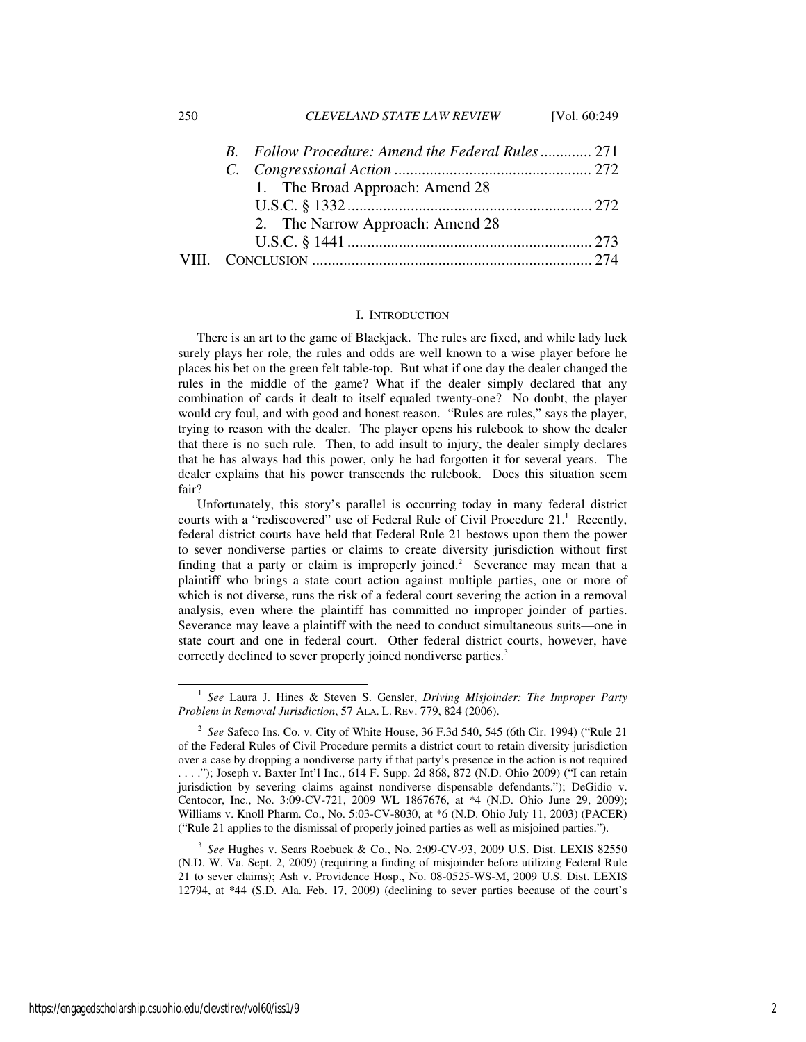B. *Follow Procedure: Amend the Federal Rules* ............. 271

C. *Congressional Action* .................................................. 272

1. The Broad Approach: Amend 28 U.S.C. § 1332 ............................................................. 272

2. The Narrow Approach: Amend 28 U.S.C. § 1441 ............................................................. 273

VIII. CONCLUSION ....................................................................... 274

## I. INTRODUCTION

There is an art to the game of Blackjack. The rules are fixed, and while lady luck surely plays her role, the rules and odds are well known to a wise player before he places his bet on the green felt table-top. But what if one day the dealer changed the rules in the middle of the game? What if the dealer simply declared that any combination of cards it dealt to itself equaled twenty-one? No doubt, the player would cry foul, and with good and honest reason. "Rules are rules," says the player, trying to reason with the dealer. The player opens his rulebook to show the dealer that there is no such rule. Then, to add insult to injury, the dealer simply declares that he has always had this power, only he had forgotten it for several years. The dealer explains that his power transcends the rulebook. Does this situation seem fair?

Unfortunately, this story's parallel is occurring today in many federal district courts with a "rediscovered" use of Federal Rule of Civil Procedure 21.[1] Recently, federal district courts have held that Federal Rule 21 bestows upon them the power to sever nondiverse parties or claims to create diversity jurisdiction without first finding that a party or claim is improperly joined.[2] Severance may mean that a plaintiff who brings a state court action against multiple parties, one or more of which is not diverse, runs the risk of a federal court severing the action in a removal analysis, even where the plaintiff has committed no improper joinder of parties. Severance may leave a plaintiff with the need to conduct simultaneous suits—one in state court and one in federal court. Other federal district courts, however, have correctly declined to sever properly joined nondiverse parties.[3]

---

[1] *See* Laura J. Hines & Steven S. Gensler, *Driving Misjoinder: The Improper Party Problem in Removal Jurisdiction*, 57 ALA. L. REV. 779, 824 (2006).

[2] *See* Safeco Ins. Co. v. City of White House, 36 F.3d 540, 545 (6th Cir. 1994) ("Rule 21 of the Federal Rules of Civil Procedure permits a district court to retain diversity jurisdiction over a case by dropping a nondiverse party if that party's presence in the action is not required . . . ."); Joseph v. Baxter Int'l Inc., 614 F. Supp. 2d 868, 872 (N.D. Ohio 2009) ("I can retain jurisdiction by severing claims against nondiverse dispensable defendants."); DeGidio v. Centocor, Inc., No. 3:09-CV-721, 2009 WL 1867676, at *4 (N.D. Ohio June 29, 2009); Williams v. Knoll Pharm. Co., No. 5:03-CV-8030, at *6 (N.D. Ohio July 11, 2003) (PACER) ("Rule 21 applies to the dismissal of properly joined parties as well as misjoined parties.").

[3] *See* Hughes v. Sears Roebuck & Co., No. 2:09-CV-93, 2009 U.S. Dist. LEXIS 82550 (N.D. W. Va. Sept. 2, 2009) (requiring a finding of misjoinder before utilizing Federal Rule 21 to sever claims); Ash v. Providence Hosp., No. 08-0525-WS-M, 2009 U.S. Dist. LEXIS 12794, at *44 (S.D. Ala. Feb. 17, 2009) (declining to sever parties because of the court's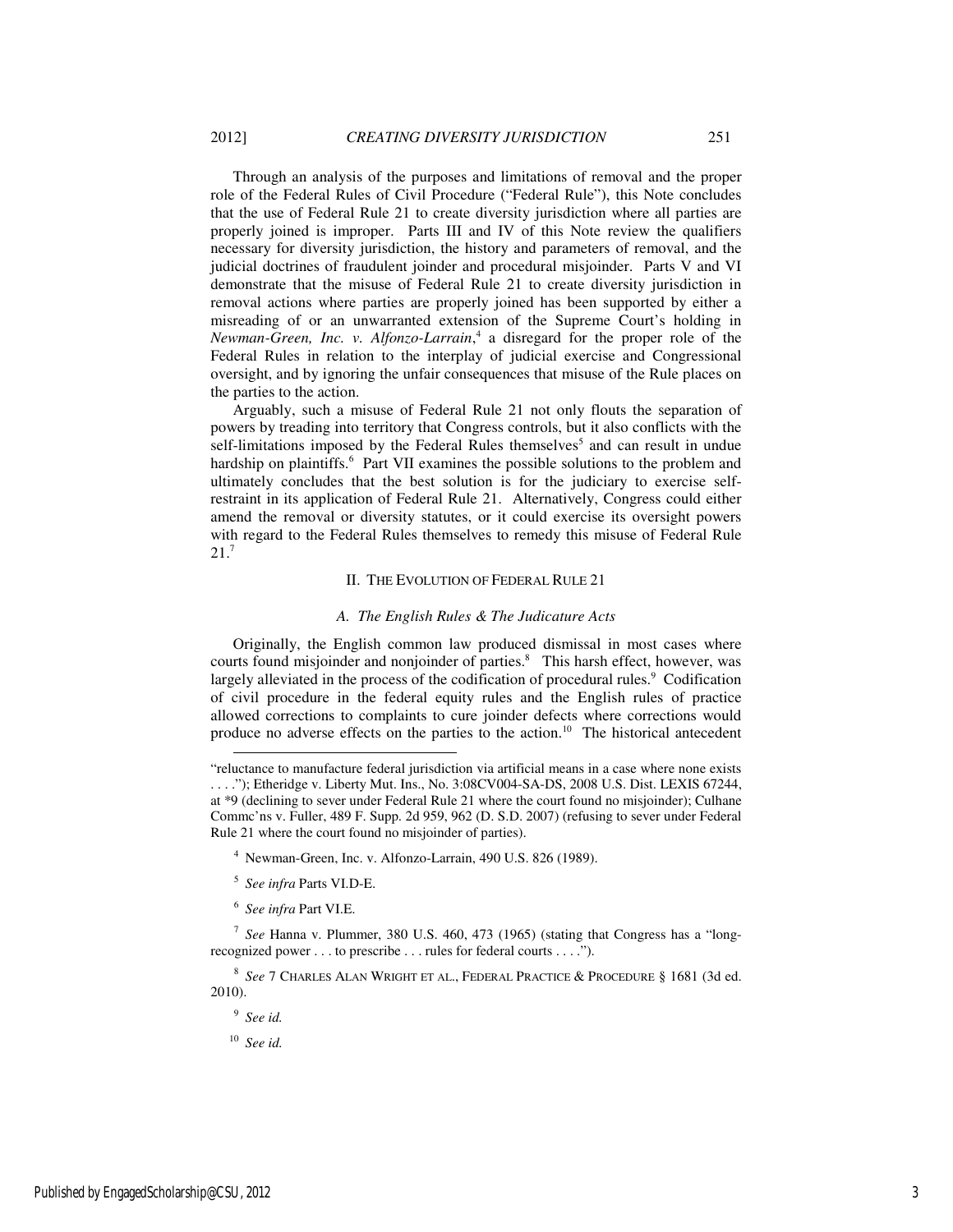Through an analysis of the purposes and limitations of removal and the proper role of the Federal Rules of Civil Procedure ("Federal Rule"), this Note concludes that the use of Federal Rule 21 to create diversity jurisdiction where all parties are properly joined is improper. Parts III and IV of this Note review the qualifiers necessary for diversity jurisdiction, the history and parameters of removal, and the judicial doctrines of fraudulent joinder and procedural misjoinder. Parts V and VI demonstrate that the misuse of Federal Rule 21 to create diversity jurisdiction in removal actions where parties are properly joined has been supported by either a misreading of or an unwarranted extension of the Supreme Court's holding in *Newman-Green, Inc. v. Alfonzo-Larrain*,[4] a disregard for the proper role of the Federal Rules in relation to the interplay of judicial exercise and Congressional oversight, and by ignoring the unfair consequences that misuse of the Rule places on the parties to the action.

Arguably, such a misuse of Federal Rule 21 not only flouts the separation of powers by treading into territory that Congress controls, but it also conflicts with the self-limitations imposed by the Federal Rules themselves[5] and can result in undue hardship on plaintiffs.[6] Part VII examines the possible solutions to the problem and ultimately concludes that the best solution is for the judiciary to exercise self-restraint in its application of Federal Rule 21. Alternatively, Congress could either amend the removal or diversity statutes, or it could exercise its oversight powers with regard to the Federal Rules themselves to remedy this misuse of Federal Rule 21.[7]

## II. THE EVOLUTION OF FEDERAL RULE 21

### *A. The English Rules & The Judicature Acts*

Originally, the English common law produced dismissal in most cases where courts found misjoinder and nonjoinder of parties.[8] This harsh effect, however, was largely alleviated in the process of the codification of procedural rules.[9] Codification of civil procedure in the federal equity rules and the English rules of practice allowed corrections to complaints to cure joinder defects where corrections would produce no adverse effects on the parties to the action.[10] The historical antecedent

---

"reluctance to manufacture federal jurisdiction via artificial means in a case where none exists . . . ."); Etheridge v. Liberty Mut. Ins., No. 3:08CV004-SA-DS, 2008 U.S. Dist. LEXIS 67244, at *9 (declining to sever under Federal Rule 21 where the court found no misjoinder); Culhane Commc'ns v. Fuller, 489 F. Supp. 2d 959, 962 (D. S.D. 2007) (refusing to sever under Federal Rule 21 where the court found no misjoinder of parties).

[4] Newman-Green, Inc. v. Alfonzo-Larrain, 490 U.S. 826 (1989).

[5] *See infra* Parts VI.D-E.

[6] *See infra* Part VI.E.

[7] *See* Hanna v. Plummer, 380 U.S. 460, 473 (1965) (stating that Congress has a "long-recognized power . . . to prescribe . . . rules for federal courts . . . .").

[8] *See* 7 CHARLES ALAN WRIGHT ET AL., FEDERAL PRACTICE & PROCEDURE § 1681 (3d ed. 2010).

[9] *See id.*

[10] *See id.*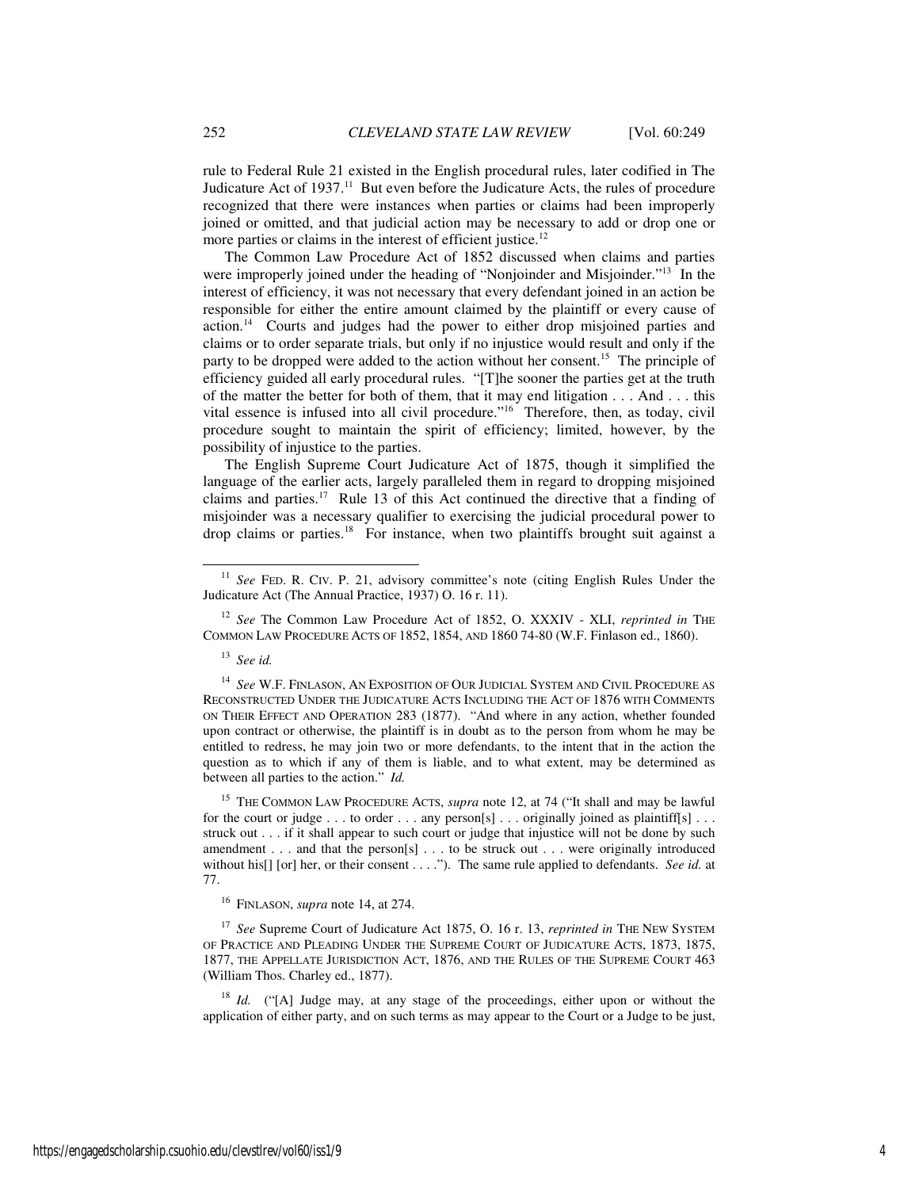rule to Federal Rule 21 existed in the English procedural rules, later codified in The Judicature Act of 1937.[11] But even before the Judicature Acts, the rules of procedure recognized that there were instances when parties or claims had been improperly joined or omitted, and that judicial action may be necessary to add or drop one or more parties or claims in the interest of efficient justice.[12]

The Common Law Procedure Act of 1852 discussed when claims and parties were improperly joined under the heading of "Nonjoinder and Misjoinder."[13] In the interest of efficiency, it was not necessary that every defendant joined in an action be responsible for either the entire amount claimed by the plaintiff or every cause of action.[14] Courts and judges had the power to either drop misjoined parties and claims or to order separate trials, but only if no injustice would result and only if the party to be dropped were added to the action without her consent.[15] The principle of efficiency guided all early procedural rules. "[T]he sooner the parties get at the truth of the matter the better for both of them, that it may end litigation . . . And . . . this vital essence is infused into all civil procedure."[16] Therefore, then, as today, civil procedure sought to maintain the spirit of efficiency; limited, however, by the possibility of injustice to the parties.

The English Supreme Court Judicature Act of 1875, though it simplified the language of the earlier acts, largely paralleled them in regard to dropping misjoined claims and parties.[17] Rule 13 of this Act continued the directive that a finding of misjoinder was a necessary qualifier to exercising the judicial procedural power to drop claims or parties.[18] For instance, when two plaintiffs brought suit against a

---

[11] *See* FED. R. CIV. P. 21, advisory committee's note (citing English Rules Under the Judicature Act (The Annual Practice, 1937) O. 16 r. 11).

[12] *See* The Common Law Procedure Act of 1852, O. XXXIV - XLI, *reprinted in* THE COMMON LAW PROCEDURE ACTS OF 1852, 1854, AND 1860 74-80 (W.F. Finlason ed., 1860).

[13] *See id.*

[14] *See* W.F. FINLASON, AN EXPOSITION OF OUR JUDICIAL SYSTEM AND CIVIL PROCEDURE AS RECONSTRUCTED UNDER THE JUDICATURE ACTS INCLUDING THE ACT OF 1876 WITH COMMENTS ON THEIR EFFECT AND OPERATION 283 (1877). "And where in any action, whether founded upon contract or otherwise, the plaintiff is in doubt as to the person from whom he may be entitled to redress, he may join two or more defendants, to the intent that in the action the question as to which if any of them is liable, and to what extent, may be determined as between all parties to the action." *Id.*

[15] THE COMMON LAW PROCEDURE ACTS, *supra* note 12, at 74 ("It shall and may be lawful for the court or judge . . . to order . . . any person[s] . . . originally joined as plaintiff[s] . . . struck out . . . if it shall appear to such court or judge that injustice will not be done by such amendment . . . and that the person[s] . . . to be struck out . . . were originally introduced without his[] [or] her, or their consent . . . ."). The same rule applied to defendants. *See id.* at 77.

[16] FINLASON, *supra* note 14, at 274.

[17] *See* Supreme Court of Judicature Act 1875, O. 16 r. 13, *reprinted in* THE NEW SYSTEM OF PRACTICE AND PLEADING UNDER THE SUPREME COURT OF JUDICATURE ACTS, 1873, 1875, 1877, THE APPELLATE JURISDICTION ACT, 1876, AND THE RULES OF THE SUPREME COURT 463 (William Thos. Charley ed., 1877).

[18] *Id.* ("[A] Judge may, at any stage of the proceedings, either upon or without the application of either party, and on such terms as may appear to the Court or a Judge to be just,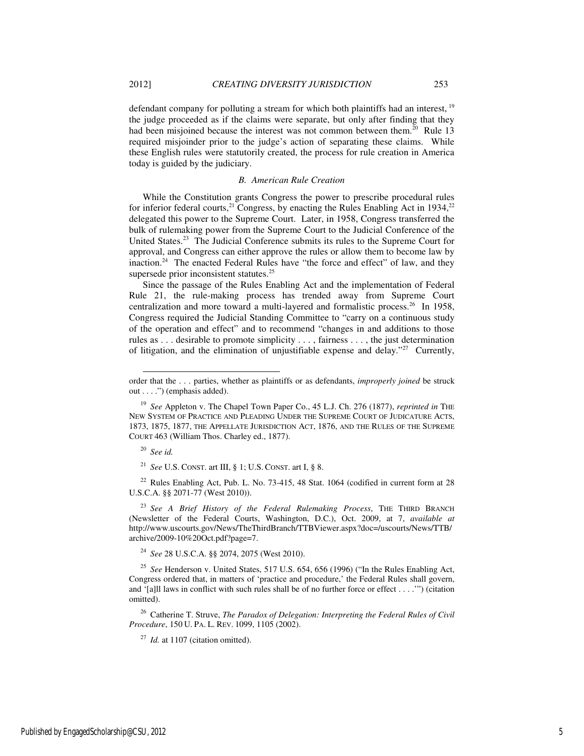defendant company for polluting a stream for which both plaintiffs had an interest, [19] the judge proceeded as if the claims were separate, but only after finding that they had been misjoined because the interest was not common between them.[20] Rule 13 required misjoinder prior to the judge's action of separating these claims. While these English rules were statutorily created, the process for rule creation in America today is guided by the judiciary.

### *B. American Rule Creation*

While the Constitution grants Congress the power to prescribe procedural rules for inferior federal courts,[21] Congress, by enacting the Rules Enabling Act in 1934,[22] delegated this power to the Supreme Court. Later, in 1958, Congress transferred the bulk of rulemaking power from the Supreme Court to the Judicial Conference of the United States.[23] The Judicial Conference submits its rules to the Supreme Court for approval, and Congress can either approve the rules or allow them to become law by inaction.[24] The enacted Federal Rules have "the force and effect" of law, and they supersede prior inconsistent statutes.[25]

Since the passage of the Rules Enabling Act and the implementation of Federal Rule 21, the rule-making process has trended away from Supreme Court centralization and more toward a multi-layered and formalistic process.[26] In 1958, Congress required the Judicial Standing Committee to "carry on a continuous study of the operation and effect" and to recommend "changes in and additions to those rules as . . . desirable to promote simplicity . . . , fairness . . . , the just determination of litigation, and the elimination of unjustifiable expense and delay."[27] Currently,

---

order that the . . . parties, whether as plaintiffs or as defendants, *improperly joined* be struck out . . . .") (emphasis added).

[19] *See* Appleton v. The Chapel Town Paper Co., 45 L.J. Ch. 276 (1877), *reprinted in* THE NEW SYSTEM OF PRACTICE AND PLEADING UNDER THE SUPREME COURT OF JUDICATURE ACTS, 1873, 1875, 1877, THE APPELLATE JURISDICTION ACT, 1876, AND THE RULES OF THE SUPREME COURT 463 (William Thos. Charley ed., 1877).

[20] *See id.*

[21] *See* U.S. CONST. art III, § 1; U.S. CONST. art I, § 8.

[22] Rules Enabling Act, Pub. L. No. 73-415, 48 Stat. 1064 (codified in current form at 28 U.S.C.A. §§ 2071-77 (West 2010)).

[23] *See A Brief History of the Federal Rulemaking Process*, THE THIRD BRANCH (Newsletter of the Federal Courts, Washington, D.C.), Oct. 2009, at 7, *available at* http://www.uscourts.gov/News/TheThirdBranch/TTBViewer.aspx?doc=/uscourts/News/TTB/archive/2009-10%20Oct.pdf?page=7.

[24] *See* 28 U.S.C.A. §§ 2074, 2075 (West 2010).

[25] *See* Henderson v. United States, 517 U.S. 654, 656 (1996) ("In the Rules Enabling Act, Congress ordered that, in matters of 'practice and procedure,' the Federal Rules shall govern, and '[a]ll laws in conflict with such rules shall be of no further force or effect . . . .'") (citation omitted).

[26] Catherine T. Struve, *The Paradox of Delegation: Interpreting the Federal Rules of Civil Procedure*, 150 U. PA. L. REV. 1099, 1105 (2002).

[27] *Id.* at 1107 (citation omitted).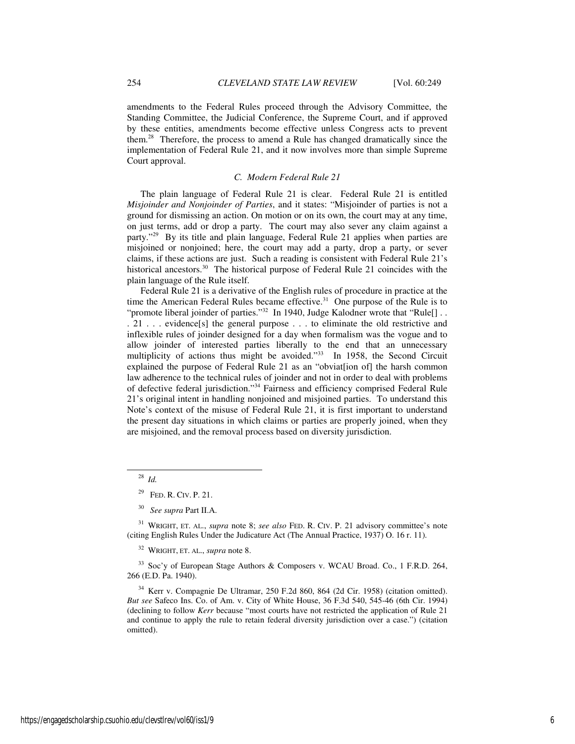amendments to the Federal Rules proceed through the Advisory Committee, the Standing Committee, the Judicial Conference, the Supreme Court, and if approved by these entities, amendments become effective unless Congress acts to prevent them.[28] Therefore, the process to amend a Rule has changed dramatically since the implementation of Federal Rule 21, and it now involves more than simple Supreme Court approval.

### *C. Modern Federal Rule 21*

The plain language of Federal Rule 21 is clear. Federal Rule 21 is entitled *Misjoinder and Nonjoinder of Parties*, and it states: "Misjoinder of parties is not a ground for dismissing an action. On motion or on its own, the court may at any time, on just terms, add or drop a party. The court may also sever any claim against a party."[29] By its title and plain language, Federal Rule 21 applies when parties are misjoined or nonjoined; here, the court may add a party, drop a party, or sever claims, if these actions are just. Such a reading is consistent with Federal Rule 21's historical ancestors.[30] The historical purpose of Federal Rule 21 coincides with the plain language of the Rule itself.

Federal Rule 21 is a derivative of the English rules of procedure in practice at the time the American Federal Rules became effective.[31] One purpose of the Rule is to "promote liberal joinder of parties."[32] In 1940, Judge Kalodner wrote that "Rule[] . . . 21 . . . evidence[s] the general purpose . . . to eliminate the old restrictive and inflexible rules of joinder designed for a day when formalism was the vogue and to allow joinder of interested parties liberally to the end that an unnecessary multiplicity of actions thus might be avoided."[33] In 1958, the Second Circuit explained the purpose of Federal Rule 21 as an "obviat[ion of] the harsh common law adherence to the technical rules of joinder and not in order to deal with problems of defective federal jurisdiction."[34] Fairness and efficiency comprised Federal Rule 21's original intent in handling nonjoined and misjoined parties. To understand this Note's context of the misuse of Federal Rule 21, it is first important to understand the present day situations in which claims or parties are properly joined, when they are misjoined, and the removal process based on diversity jurisdiction.

---

[28] *Id.*

[29] FED. R. CIV. P. 21.

[30] *See supra* Part II.A.

[31] WRIGHT, ET. AL., *supra* note 8; *see also* FED. R. CIV. P. 21 advisory committee's note (citing English Rules Under the Judicature Act (The Annual Practice, 1937) O. 16 r. 11).

[32] WRIGHT, ET. AL., *supra* note 8.

[33] Soc'y of European Stage Authors & Composers v. WCAU Broad. Co., 1 F.R.D. 264, 266 (E.D. Pa. 1940).

[34] Kerr v. Compagnie De Ultramar, 250 F.2d 860, 864 (2d Cir. 1958) (citation omitted). *But see* Safeco Ins. Co. of Am. v. City of White House, 36 F.3d 540, 545-46 (6th Cir. 1994) (declining to follow *Kerr* because "most courts have not restricted the application of Rule 21 and continue to apply the rule to retain federal diversity jurisdiction over a case.") (citation omitted).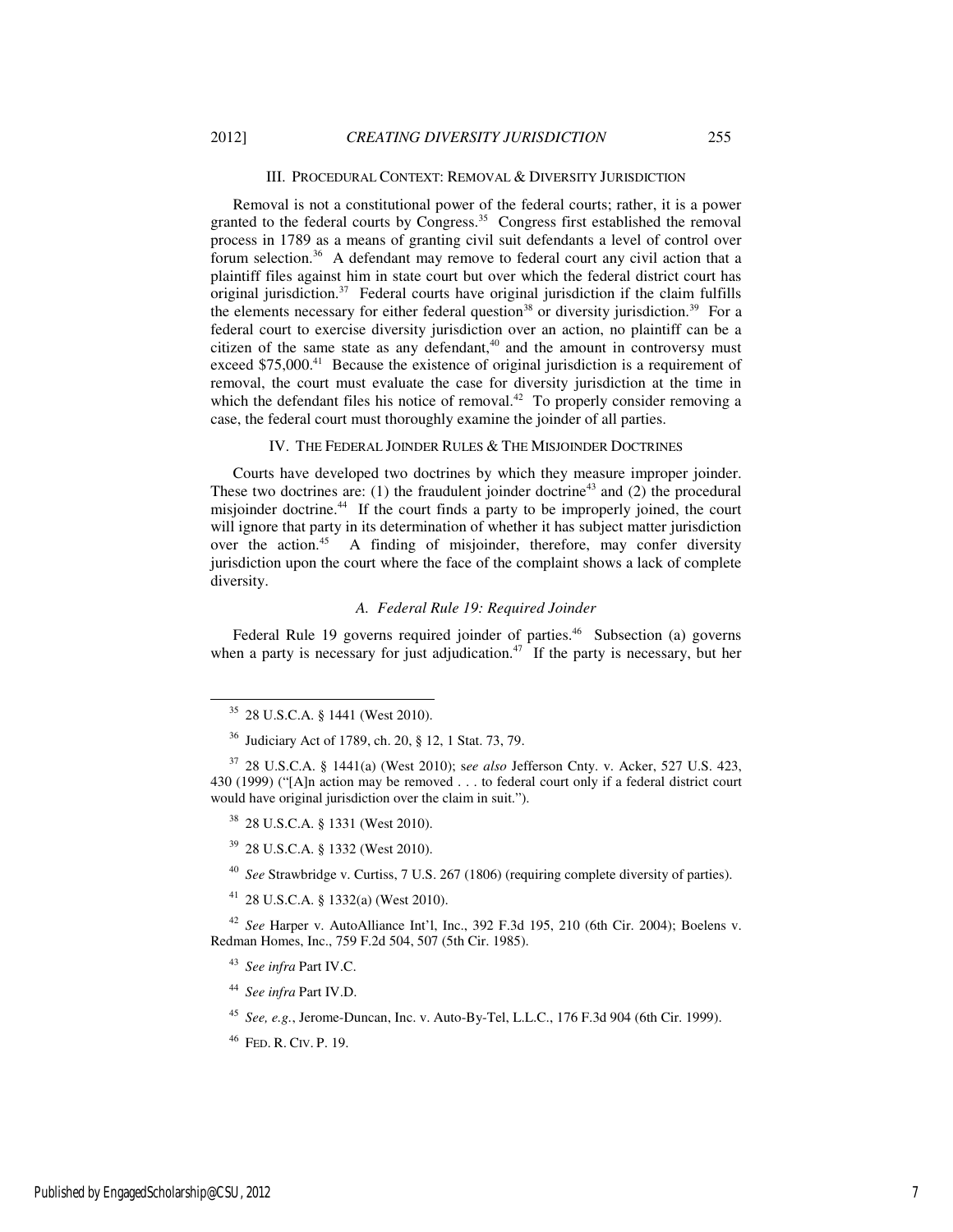## III. Procedural Context: Removal & Diversity Jurisdiction

Removal is not a constitutional power of the federal courts; rather, it is a power granted to the federal courts by Congress.[35] Congress first established the removal process in 1789 as a means of granting civil suit defendants a level of control over forum selection.[36] A defendant may remove to federal court any civil action that a plaintiff files against him in state court but over which the federal district court has original jurisdiction.[37] Federal courts have original jurisdiction if the claim fulfills the elements necessary for either federal question[38] or diversity jurisdiction.[39] For a federal court to exercise diversity jurisdiction over an action, no plaintiff can be a citizen of the same state as any defendant,[40] and the amount in controversy must exceed $75,000.[41] Because the existence of original jurisdiction is a requirement of removal, the court must evaluate the case for diversity jurisdiction at the time in which the defendant files his notice of removal.[42] To properly consider removing a case, the federal court must thoroughly examine the joinder of all parties.

## IV. The Federal Joinder Rules & The Misjoinder Doctrines

Courts have developed two doctrines by which they measure improper joinder. These two doctrines are: (1) the fraudulent joinder doctrine[43] and (2) the procedural misjoinder doctrine.[44] If the court finds a party to be improperly joined, the court will ignore that party in its determination of whether it has subject matter jurisdiction over the action.[45] A finding of misjoinder, therefore, may confer diversity jurisdiction upon the court where the face of the complaint shows a lack of complete diversity.

### *A. Federal Rule 19: Required Joinder*

Federal Rule 19 governs required joinder of parties.[46] Subsection (a) governs when a party is necessary for just adjudication.[47] If the party is necessary, but her

---

[35] 28 U.S.C.A. § 1441 (West 2010).

[36] Judiciary Act of 1789, ch. 20, § 12, 1 Stat. 73, 79.

[37] 28 U.S.C.A. § 1441(a) (West 2010); s*ee also* Jefferson Cnty. v. Acker, 527 U.S. 423, 430 (1999) ("[A]n action may be removed . . . to federal court only if a federal district court would have original jurisdiction over the claim in suit.").

[38] 28 U.S.C.A. § 1331 (West 2010).

[39] 28 U.S.C.A. § 1332 (West 2010).

[40] *See* Strawbridge v. Curtiss, 7 U.S. 267 (1806) (requiring complete diversity of parties).

[41] 28 U.S.C.A. § 1332(a) (West 2010).

[42] *See* Harper v. AutoAlliance Int'l, Inc., 392 F.3d 195, 210 (6th Cir. 2004); Boelens v. Redman Homes, Inc., 759 F.2d 504, 507 (5th Cir. 1985).

[43] *See infra* Part IV.C.

[44] *See infra* Part IV.D.

[45] *See, e.g.*, Jerome-Duncan, Inc. v. Auto-By-Tel, L.L.C., 176 F.3d 904 (6th Cir. 1999).

[46] Fed. R. Civ. P. 19.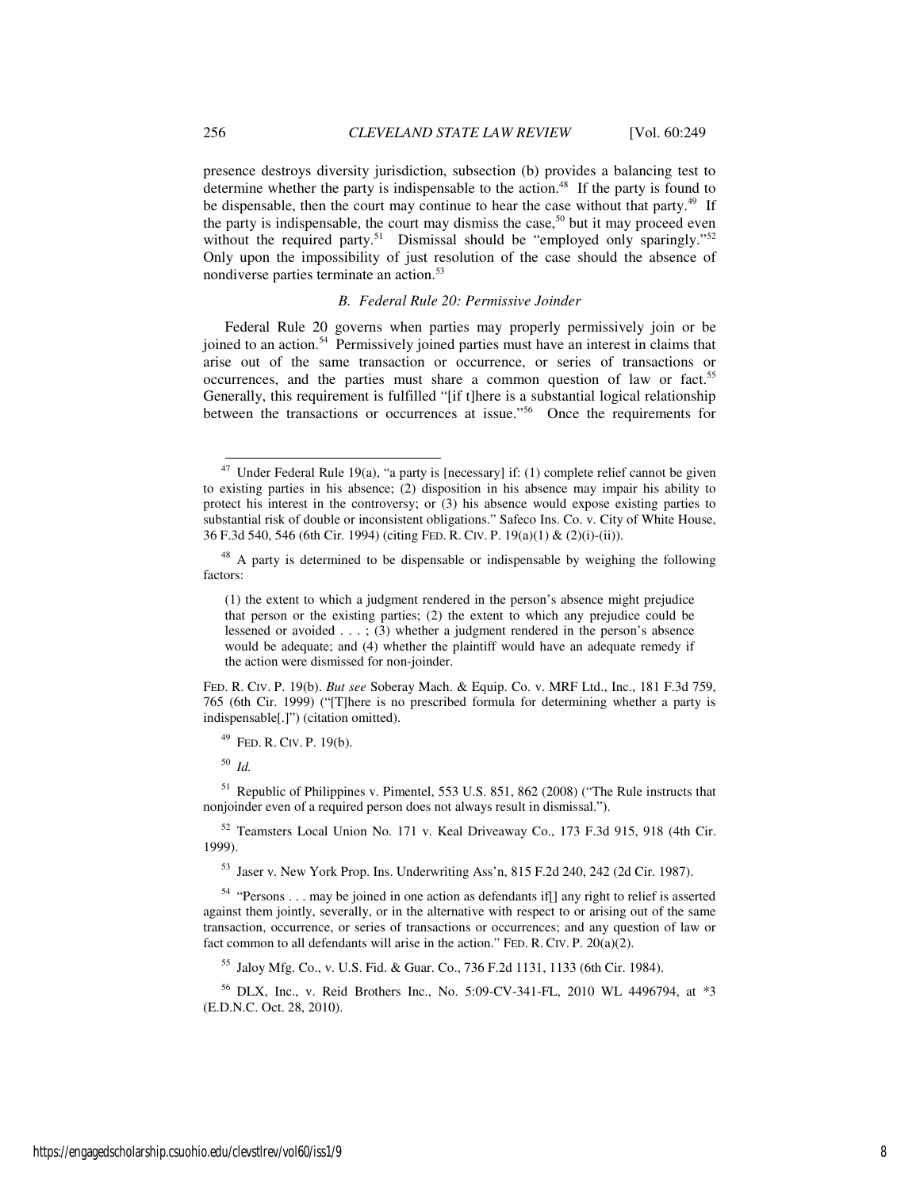presence destroys diversity jurisdiction, subsection (b) provides a balancing test to determine whether the party is indispensable to the action.[48] If the party is found to be dispensable, then the court may continue to hear the case without that party.[49] If the party is indispensable, the court may dismiss the case,[50] but it may proceed even without the required party.[51] Dismissal should be "employed only sparingly."[52] Only upon the impossibility of just resolution of the case should the absence of nondiverse parties terminate an action.[53]

### *B. Federal Rule 20: Permissive Joinder*

Federal Rule 20 governs when parties may properly permissively join or be joined to an action.[54] Permissively joined parties must have an interest in claims that arise out of the same transaction or occurrence, or series of transactions or occurrences, and the parties must share a common question of law or fact.[55] Generally, this requirement is fulfilled "[if t]here is a substantial logical relationship between the transactions or occurrences at issue."[56] Once the requirements for

---

[47] Under Federal Rule 19(a), "a party is [necessary] if: (1) complete relief cannot be given to existing parties in his absence; (2) disposition in his absence may impair his ability to protect his interest in the controversy; or (3) his absence would expose existing parties to substantial risk of double or inconsistent obligations." Safeco Ins. Co. v. City of White House, 36 F.3d 540, 546 (6th Cir. 1994) (citing FED. R. CIV. P. 19(a)(1) & (2)(i)-(ii)).

[48] A party is determined to be dispensable or indispensable by weighing the following factors:

> (1) the extent to which a judgment rendered in the person's absence might prejudice that person or the existing parties; (2) the extent to which any prejudice could be lessened or avoided . . . ; (3) whether a judgment rendered in the person's absence would be adequate; and (4) whether the plaintiff would have an adequate remedy if the action were dismissed for non-joinder.

FED. R. CIV. P. 19(b). *But see* Soberay Mach. & Equip. Co. v. MRF Ltd., Inc., 181 F.3d 759, 765 (6th Cir. 1999) ("[T]here is no prescribed formula for determining whether a party is indispensable[.]") (citation omitted).

[49] FED. R. CIV. P. 19(b).

[50] *Id.*

[51] Republic of Philippines v. Pimentel, 553 U.S. 851, 862 (2008) ("The Rule instructs that nonjoinder even of a required person does not always result in dismissal.").

[52] Teamsters Local Union No. 171 v. Keal Driveaway Co., 173 F.3d 915, 918 (4th Cir. 1999).

[53] Jaser v. New York Prop. Ins. Underwriting Ass'n, 815 F.2d 240, 242 (2d Cir. 1987).

[54] "Persons . . . may be joined in one action as defendants if[] any right to relief is asserted against them jointly, severally, or in the alternative with respect to or arising out of the same transaction, occurrence, or series of transactions or occurrences; and any question of law or fact common to all defendants will arise in the action." FED. R. CIV. P. 20(a)(2).

[55] Jaloy Mfg. Co., v. U.S. Fid. & Guar. Co., 736 F.2d 1131, 1133 (6th Cir. 1984).

[56] DLX, Inc., v. Reid Brothers Inc., No. 5:09-CV-341-FL, 2010 WL 4496794, at *3 (E.D.N.C. Oct. 28, 2010).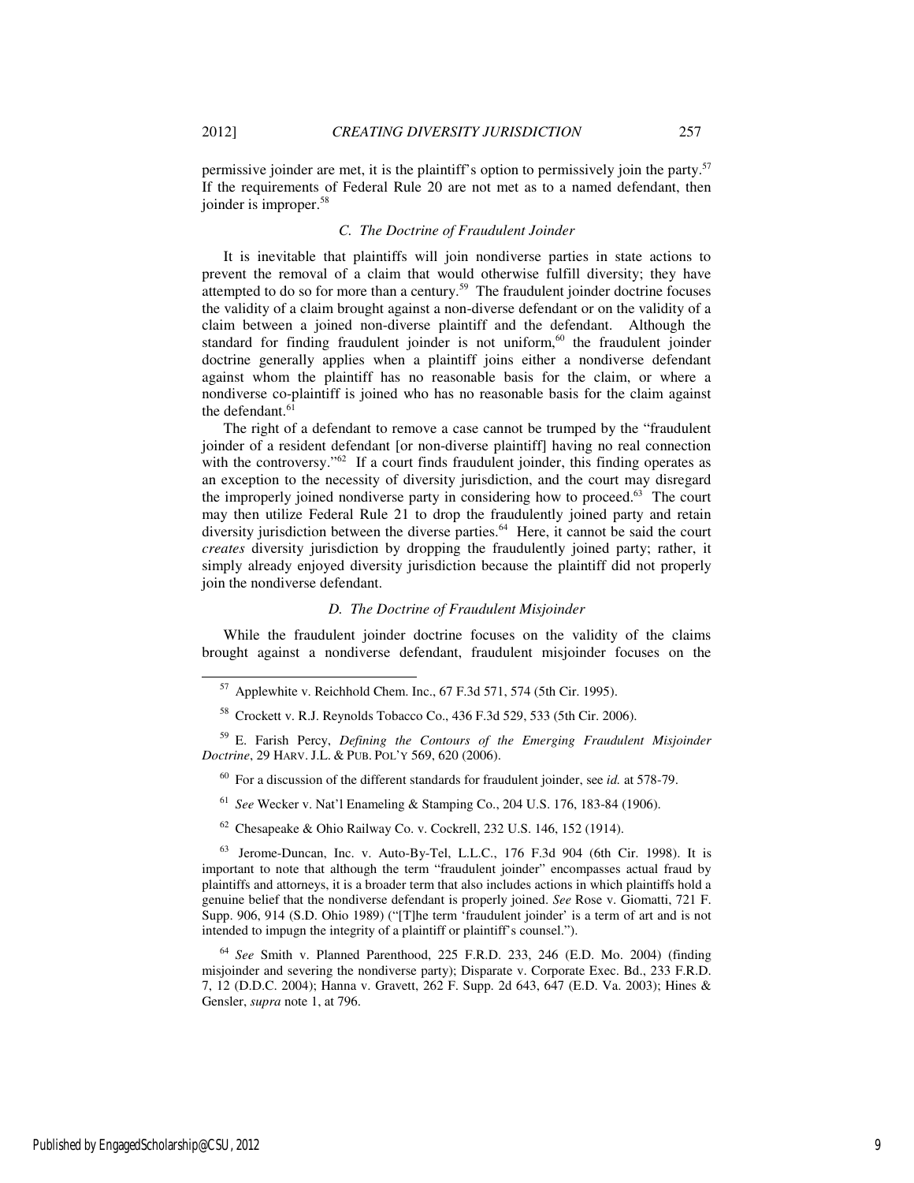permissive joinder are met, it is the plaintiff's option to permissively join the party.[57] If the requirements of Federal Rule 20 are not met as to a named defendant, then joinder is improper.[58]

### *C. The Doctrine of Fraudulent Joinder*

It is inevitable that plaintiffs will join nondiverse parties in state actions to prevent the removal of a claim that would otherwise fulfill diversity; they have attempted to do so for more than a century.[59] The fraudulent joinder doctrine focuses the validity of a claim brought against a non-diverse defendant or on the validity of a claim between a joined non-diverse plaintiff and the defendant. Although the standard for finding fraudulent joinder is not uniform,[60] the fraudulent joinder doctrine generally applies when a plaintiff joins either a nondiverse defendant against whom the plaintiff has no reasonable basis for the claim, or where a nondiverse co-plaintiff is joined who has no reasonable basis for the claim against the defendant.[61]

The right of a defendant to remove a case cannot be trumped by the "fraudulent joinder of a resident defendant [or non-diverse plaintiff] having no real connection with the controversy."[62] If a court finds fraudulent joinder, this finding operates as an exception to the necessity of diversity jurisdiction, and the court may disregard the improperly joined nondiverse party in considering how to proceed.[63] The court may then utilize Federal Rule 21 to drop the fraudulently joined party and retain diversity jurisdiction between the diverse parties.[64] Here, it cannot be said the court *creates* diversity jurisdiction by dropping the fraudulently joined party; rather, it simply already enjoyed diversity jurisdiction because the plaintiff did not properly join the nondiverse defendant.

### *D. The Doctrine of Fraudulent Misjoinder*

While the fraudulent joinder doctrine focuses on the validity of the claims brought against a nondiverse defendant, fraudulent misjoinder focuses on the

---

[57] Applewhite v. Reichhold Chem. Inc., 67 F.3d 571, 574 (5th Cir. 1995).

[58] Crockett v. R.J. Reynolds Tobacco Co., 436 F.3d 529, 533 (5th Cir. 2006).

[59] E. Farish Percy, *Defining the Contours of the Emerging Fraudulent Misjoinder Doctrine*, 29 HARV. J.L. & PUB. POL'Y 569, 620 (2006).

[60] For a discussion of the different standards for fraudulent joinder, see *id.* at 578-79.

[61] *See* Wecker v. Nat'l Enameling & Stamping Co., 204 U.S. 176, 183-84 (1906).

[62] Chesapeake & Ohio Railway Co. v. Cockrell, 232 U.S. 146, 152 (1914).

[63] Jerome-Duncan, Inc. v. Auto-By-Tel, L.L.C., 176 F.3d 904 (6th Cir. 1998). It is important to note that although the term "fraudulent joinder" encompasses actual fraud by plaintiffs and attorneys, it is a broader term that also includes actions in which plaintiffs hold a genuine belief that the nondiverse defendant is properly joined. *See* Rose v. Giomatti, 721 F. Supp. 906, 914 (S.D. Ohio 1989) ("[T]he term 'fraudulent joinder' is a term of art and is not intended to impugn the integrity of a plaintiff or plaintiff's counsel.").

[64] *See* Smith v. Planned Parenthood, 225 F.R.D. 233, 246 (E.D. Mo. 2004) (finding misjoinder and severing the nondiverse party); Disparate v. Corporate Exec. Bd., 233 F.R.D. 7, 12 (D.D.C. 2004); Hanna v. Gravett, 262 F. Supp. 2d 643, 647 (E.D. Va. 2003); Hines & Gensler, *supra* note 1, at 796.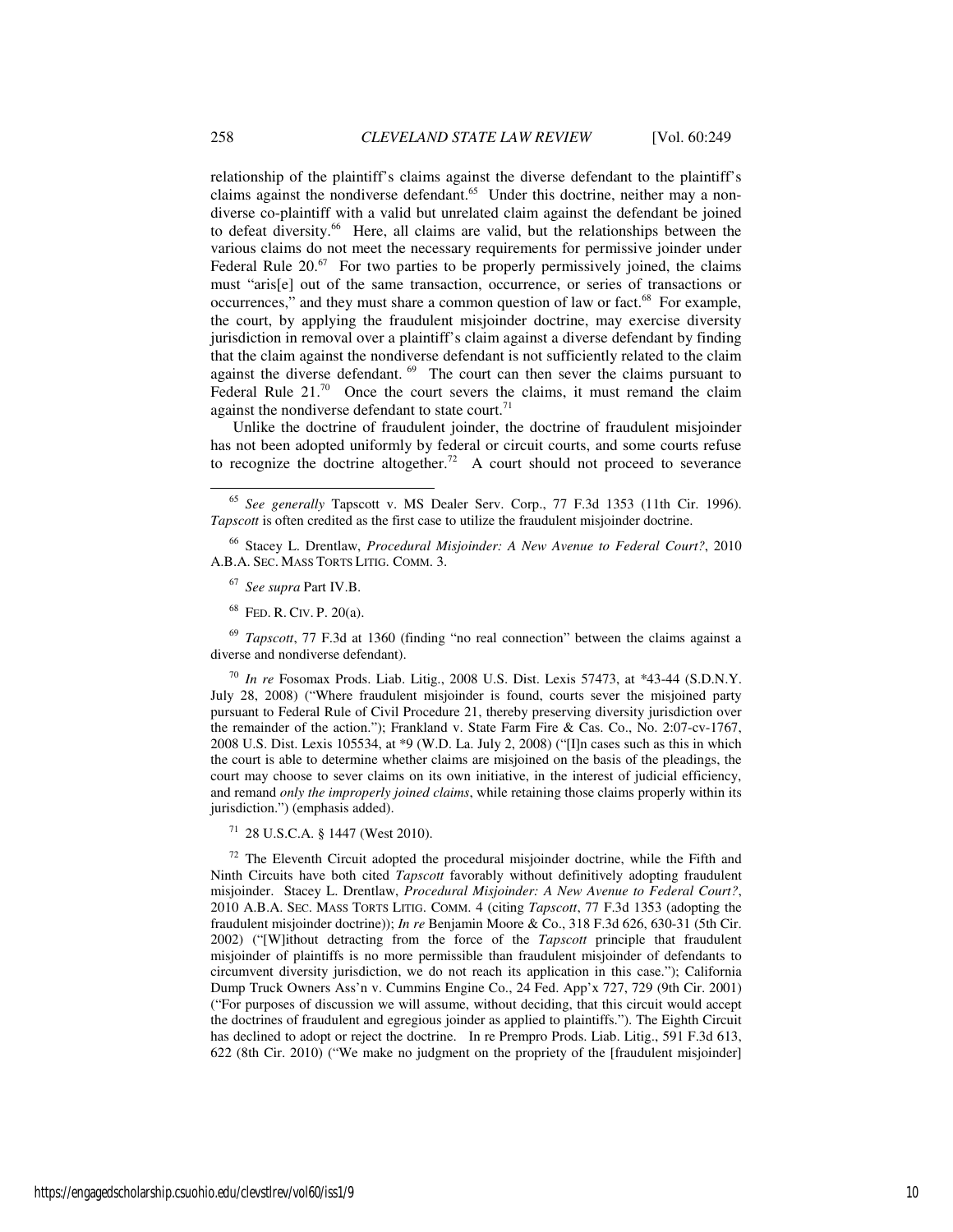relationship of the plaintiff's claims against the diverse defendant to the plaintiff's claims against the nondiverse defendant.[65] Under this doctrine, neither may a non-diverse co-plaintiff with a valid but unrelated claim against the defendant be joined to defeat diversity.[66] Here, all claims are valid, but the relationships between the various claims do not meet the necessary requirements for permissive joinder under Federal Rule 20.[67] For two parties to be properly permissively joined, the claims must "aris[e] out of the same transaction, occurrence, or series of transactions or occurrences," and they must share a common question of law or fact.[68] For example, the court, by applying the fraudulent misjoinder doctrine, may exercise diversity jurisdiction in removal over a plaintiff's claim against a diverse defendant by finding that the claim against the nondiverse defendant is not sufficiently related to the claim against the diverse defendant.[69] The court can then sever the claims pursuant to Federal Rule 21.[70] Once the court severs the claims, it must remand the claim against the nondiverse defendant to state court.[71]

Unlike the doctrine of fraudulent joinder, the doctrine of fraudulent misjoinder has not been adopted uniformly by federal or circuit courts, and some courts refuse to recognize the doctrine altogether.[72] A court should not proceed to severance

---

[65] *See generally* Tapscott v. MS Dealer Serv. Corp., 77 F.3d 1353 (11th Cir. 1996). *Tapscott* is often credited as the first case to utilize the fraudulent misjoinder doctrine.

[66] Stacey L. Drentlaw, *Procedural Misjoinder: A New Avenue to Federal Court?*, 2010 A.B.A. SEC. MASS TORTS LITIG. COMM. 3.

[67] *See supra* Part IV.B.

[68] FED. R. CIV. P. 20(a).

[69] *Tapscott*, 77 F.3d at 1360 (finding "no real connection" between the claims against a diverse and nondiverse defendant).

[70] *In re* Fosomax Prods. Liab. Litig., 2008 U.S. Dist. Lexis 57473, at *43-44 (S.D.N.Y. July 28, 2008) ("Where fraudulent misjoinder is found, courts sever the misjoined party pursuant to Federal Rule of Civil Procedure 21, thereby preserving diversity jurisdiction over the remainder of the action."); Frankland v. State Farm Fire & Cas. Co., No. 2:07-cv-1767, 2008 U.S. Dist. Lexis 105534, at *9 (W.D. La. July 2, 2008) ("[I]n cases such as this in which the court is able to determine whether claims are misjoined on the basis of the pleadings, the court may choose to sever claims on its own initiative, in the interest of judicial efficiency, and remand *only the improperly joined claims*, while retaining those claims properly within its jurisdiction.") (emphasis added).

[71] 28 U.S.C.A. § 1447 (West 2010).

[72] The Eleventh Circuit adopted the procedural misjoinder doctrine, while the Fifth and Ninth Circuits have both cited *Tapscott* favorably without definitively adopting fraudulent misjoinder. Stacey L. Drentlaw, *Procedural Misjoinder: A New Avenue to Federal Court?*, 2010 A.B.A. SEC. MASS TORTS LITIG. COMM. 4 (citing *Tapscott*, 77 F.3d 1353 (adopting the fraudulent misjoinder doctrine)); *In re* Benjamin Moore & Co., 318 F.3d 626, 630-31 (5th Cir. 2002) ("[W]ithout detracting from the force of the *Tapscott* principle that fraudulent misjoinder of plaintiffs is no more permissible than fraudulent misjoinder of defendants to circumvent diversity jurisdiction, we do not reach its application in this case."); California Dump Truck Owners Ass'n v. Cummins Engine Co., 24 Fed. App'x 727, 729 (9th Cir. 2001) ("For purposes of discussion we will assume, without deciding, that this circuit would accept the doctrines of fraudulent and egregious joinder as applied to plaintiffs."). The Eighth Circuit has declined to adopt or reject the doctrine. In re Prempro Prods. Liab. Litig., 591 F.3d 613, 622 (8th Cir. 2010) ("We make no judgment on the propriety of the [fraudulent misjoinder]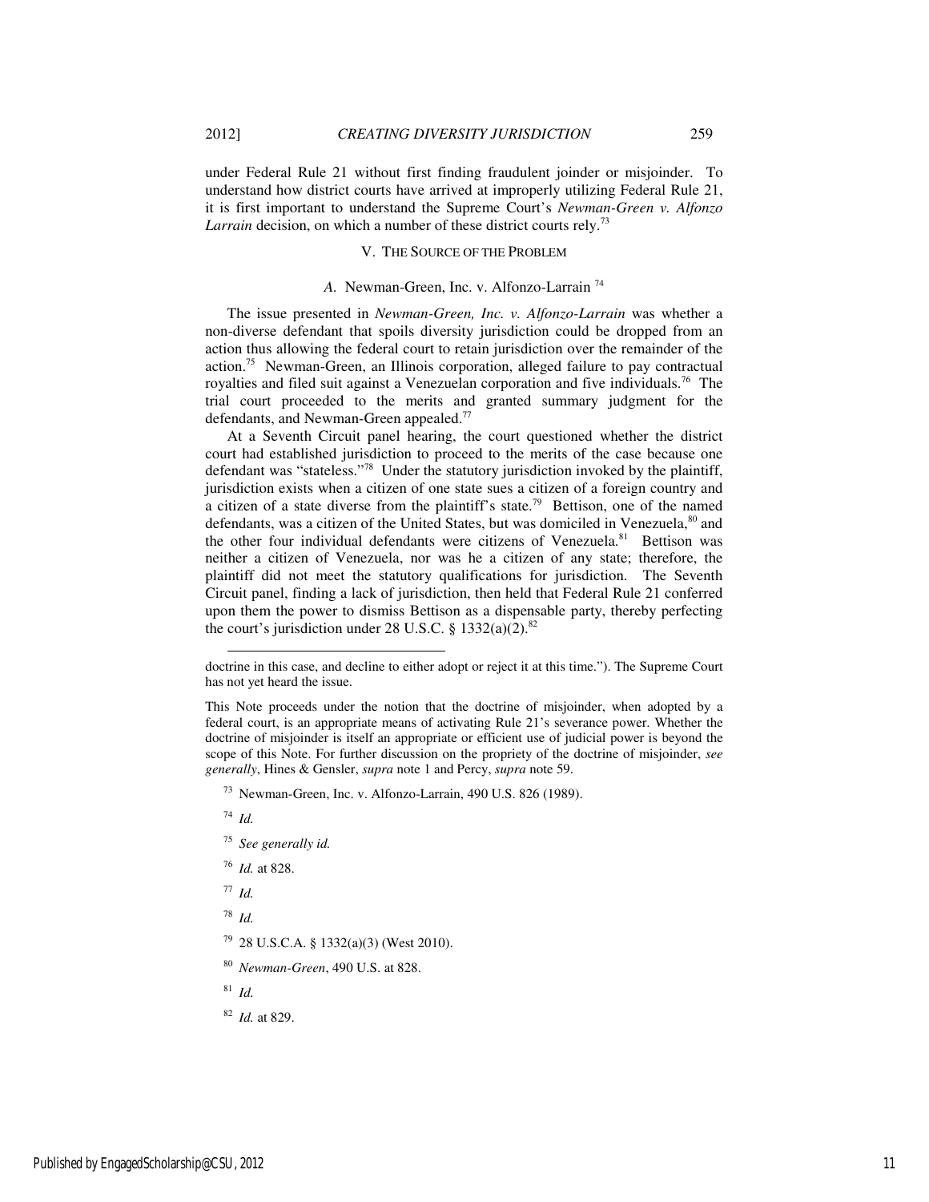under Federal Rule 21 without first finding fraudulent joinder or misjoinder. To understand how district courts have arrived at improperly utilizing Federal Rule 21, it is first important to understand the Supreme Court's *Newman-Green v. Alfonzo Larrain* decision, on which a number of these district courts rely.[73]

## V. The Source of the Problem

### *A.* Newman-Green, Inc. v. Alfonzo-Larrain [74]

The issue presented in *Newman-Green, Inc. v. Alfonzo-Larrain* was whether a non-diverse defendant that spoils diversity jurisdiction could be dropped from an action thus allowing the federal court to retain jurisdiction over the remainder of the action.[75] Newman-Green, an Illinois corporation, alleged failure to pay contractual royalties and filed suit against a Venezuelan corporation and five individuals.[76] The trial court proceeded to the merits and granted summary judgment for the defendants, and Newman-Green appealed.[77]

At a Seventh Circuit panel hearing, the court questioned whether the district court had established jurisdiction to proceed to the merits of the case because one defendant was "stateless."[78] Under the statutory jurisdiction invoked by the plaintiff, jurisdiction exists when a citizen of one state sues a citizen of a foreign country and a citizen of a state diverse from the plaintiff's state.[79] Bettison, one of the named defendants, was a citizen of the United States, but was domiciled in Venezuela,[80] and the other four individual defendants were citizens of Venezuela.[81] Bettison was neither a citizen of Venezuela, nor was he a citizen of any state; therefore, the plaintiff did not meet the statutory qualifications for jurisdiction. The Seventh Circuit panel, finding a lack of jurisdiction, then held that Federal Rule 21 conferred upon them the power to dismiss Bettison as a dispensable party, thereby perfecting the court's jurisdiction under 28 U.S.C. § 1332(a)(2).[82]

---

doctrine in this case, and decline to either adopt or reject it at this time."). The Supreme Court has not yet heard the issue.

This Note proceeds under the notion that the doctrine of misjoinder, when adopted by a federal court, is an appropriate means of activating Rule 21's severance power. Whether the doctrine of misjoinder is itself an appropriate or efficient use of judicial power is beyond the scope of this Note. For further discussion on the propriety of the doctrine of misjoinder, *see generally*, Hines & Gensler, *supra* note 1 and Percy, *supra* note 59.

[73] Newman-Green, Inc. v. Alfonzo-Larrain, 490 U.S. 826 (1989).

[74] *Id.*

[75] *See generally id.*

[76] *Id.* at 828.

[77] *Id.*

[78] *Id.*

[79] 28 U.S.C.A. § 1332(a)(3) (West 2010).

[80] *Newman-Green*, 490 U.S. at 828.

[81] *Id.*

[82] *Id.* at 829.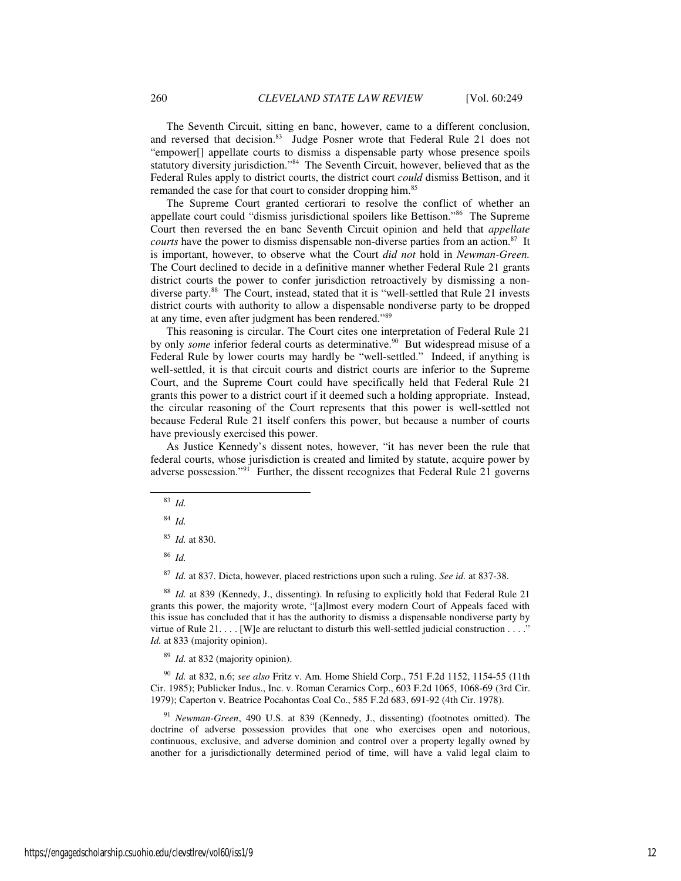The Seventh Circuit, sitting en banc, however, came to a different conclusion, and reversed that decision.[83] Judge Posner wrote that Federal Rule 21 does not "empower[] appellate courts to dismiss a dispensable party whose presence spoils statutory diversity jurisdiction."[84] The Seventh Circuit, however, believed that as the Federal Rules apply to district courts, the district court *could* dismiss Bettison, and it remanded the case for that court to consider dropping him.[85]

The Supreme Court granted certiorari to resolve the conflict of whether an appellate court could "dismiss jurisdictional spoilers like Bettison."[86] The Supreme Court then reversed the en banc Seventh Circuit opinion and held that *appellate courts* have the power to dismiss dispensable non-diverse parties from an action.[87] It is important, however, to observe what the Court *did not* hold in *Newman-Green.* The Court declined to decide in a definitive manner whether Federal Rule 21 grants district courts the power to confer jurisdiction retroactively by dismissing a non-diverse party.[88] The Court, instead, stated that it is "well-settled that Rule 21 invests district courts with authority to allow a dispensable nondiverse party to be dropped at any time, even after judgment has been rendered."[89]

This reasoning is circular. The Court cites one interpretation of Federal Rule 21 by only *some* inferior federal courts as determinative.[90] But widespread misuse of a Federal Rule by lower courts may hardly be "well-settled." Indeed, if anything is well-settled, it is that circuit courts and district courts are inferior to the Supreme Court, and the Supreme Court could have specifically held that Federal Rule 21 grants this power to a district court if it deemed such a holding appropriate. Instead, the circular reasoning of the Court represents that this power is well-settled not because Federal Rule 21 itself confers this power, but because a number of courts have previously exercised this power.

As Justice Kennedy's dissent notes, however, "it has never been the rule that federal courts, whose jurisdiction is created and limited by statute, acquire power by adverse possession."[91] Further, the dissent recognizes that Federal Rule 21 governs

---

[83] *Id.*

[84] *Id.*

[85] *Id.* at 830.

[86] *Id.*

[87] *Id.* at 837. Dicta, however, placed restrictions upon such a ruling. *See id.* at 837-38.

[88] *Id.* at 839 (Kennedy, J., dissenting). In refusing to explicitly hold that Federal Rule 21 grants this power, the majority wrote, "[a]lmost every modern Court of Appeals faced with this issue has concluded that it has the authority to dismiss a dispensable nondiverse party by virtue of Rule 21. . . . [W]e are reluctant to disturb this well-settled judicial construction . . . ." *Id.* at 833 (majority opinion).

[89] *Id.* at 832 (majority opinion).

[90] *Id.* at 832, n.6; *see also* Fritz v. Am. Home Shield Corp., 751 F.2d 1152, 1154-55 (11th Cir. 1985); Publicker Indus., Inc. v. Roman Ceramics Corp., 603 F.2d 1065, 1068-69 (3rd Cir. 1979); Caperton v. Beatrice Pocahontas Coal Co., 585 F.2d 683, 691-92 (4th Cir. 1978).

[91] *Newman-Green*, 490 U.S. at 839 (Kennedy, J., dissenting) (footnotes omitted). The doctrine of adverse possession provides that one who exercises open and notorious, continuous, exclusive, and adverse dominion and control over a property legally owned by another for a jurisdictionally determined period of time, will have a valid legal claim to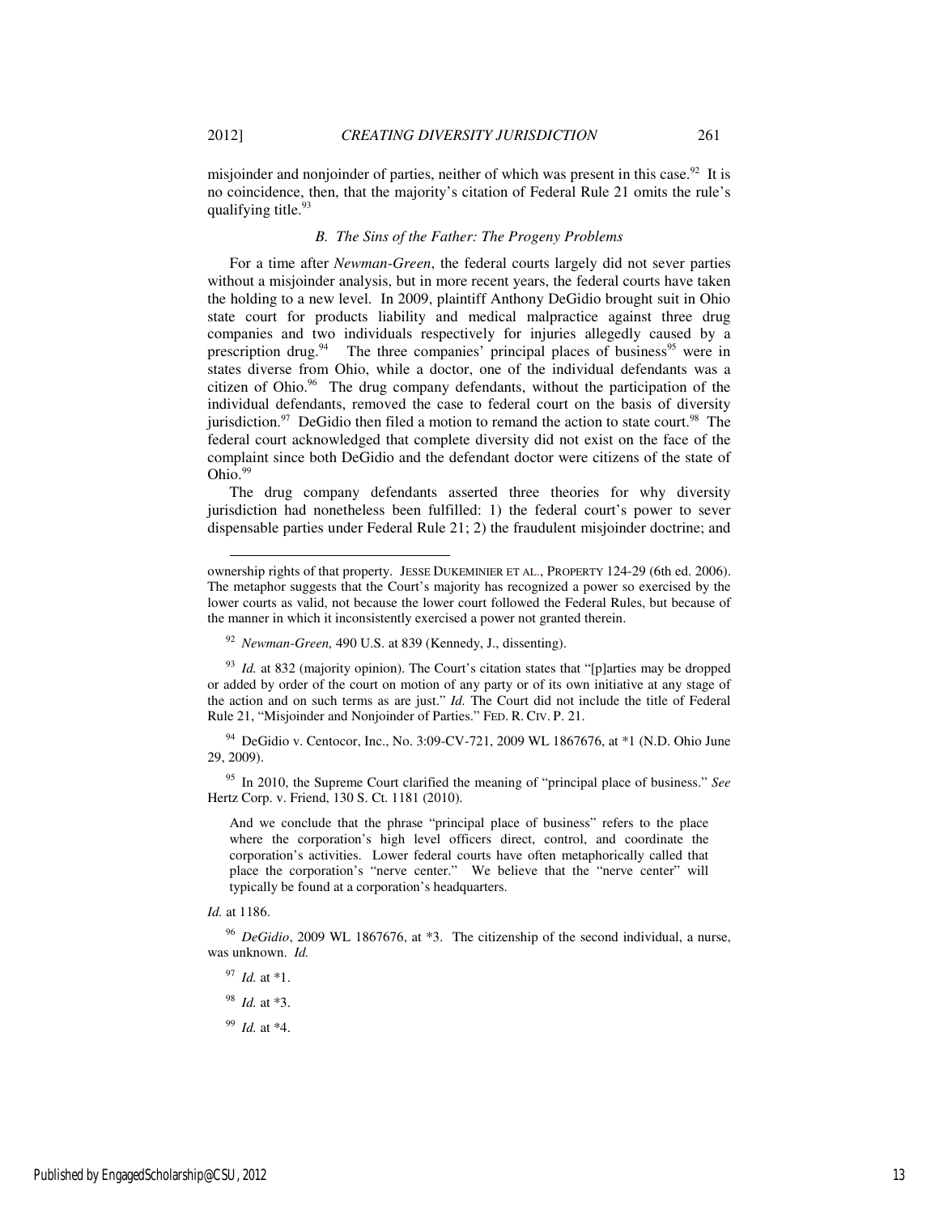misjoinder and nonjoinder of parties, neither of which was present in this case.[92] It is no coincidence, then, that the majority's citation of Federal Rule 21 omits the rule's qualifying title.[93]

### *B. The Sins of the Father: The Progeny Problems*

For a time after *Newman-Green*, the federal courts largely did not sever parties without a misjoinder analysis, but in more recent years, the federal courts have taken the holding to a new level. In 2009, plaintiff Anthony DeGidio brought suit in Ohio state court for products liability and medical malpractice against three drug companies and two individuals respectively for injuries allegedly caused by a prescription drug.[94] The three companies' principal places of business[95] were in states diverse from Ohio, while a doctor, one of the individual defendants was a citizen of Ohio.[96] The drug company defendants, without the participation of the individual defendants, removed the case to federal court on the basis of diversity jurisdiction.[97] DeGidio then filed a motion to remand the action to state court.[98] The federal court acknowledged that complete diversity did not exist on the face of the complaint since both DeGidio and the defendant doctor were citizens of the state of Ohio.[99]

The drug company defendants asserted three theories for why diversity jurisdiction had nonetheless been fulfilled: 1) the federal court's power to sever dispensable parties under Federal Rule 21; 2) the fraudulent misjoinder doctrine; and

---

ownership rights of that property. JESSE DUKEMINIER ET AL., PROPERTY 124-29 (6th ed. 2006). The metaphor suggests that the Court's majority has recognized a power so exercised by the lower courts as valid, not because the lower court followed the Federal Rules, but because of the manner in which it inconsistently exercised a power not granted therein.

[92] *Newman-Green,* 490 U.S. at 839 (Kennedy, J., dissenting).

[93] *Id.* at 832 (majority opinion). The Court's citation states that "[p]arties may be dropped or added by order of the court on motion of any party or of its own initiative at any stage of the action and on such terms as are just." *Id.* The Court did not include the title of Federal Rule 21, "Misjoinder and Nonjoinder of Parties." FED. R. CIV. P. 21.

[94] DeGidio v. Centocor, Inc., No. 3:09-CV-721, 2009 WL 1867676, at *1 (N.D. Ohio June 29, 2009).

[95] In 2010, the Supreme Court clarified the meaning of "principal place of business." *See* Hertz Corp. v. Friend, 130 S. Ct. 1181 (2010).

> And we conclude that the phrase "principal place of business" refers to the place where the corporation's high level officers direct, control, and coordinate the corporation's activities. Lower federal courts have often metaphorically called that place the corporation's "nerve center." We believe that the "nerve center" will typically be found at a corporation's headquarters.

*Id.* at 1186.

[96] *DeGidio*, 2009 WL 1867676, at *3. The citizenship of the second individual, a nurse, was unknown. *Id.*

[97] *Id.* at *1.

[98] *Id.* at *3.

[99] *Id.* at *4.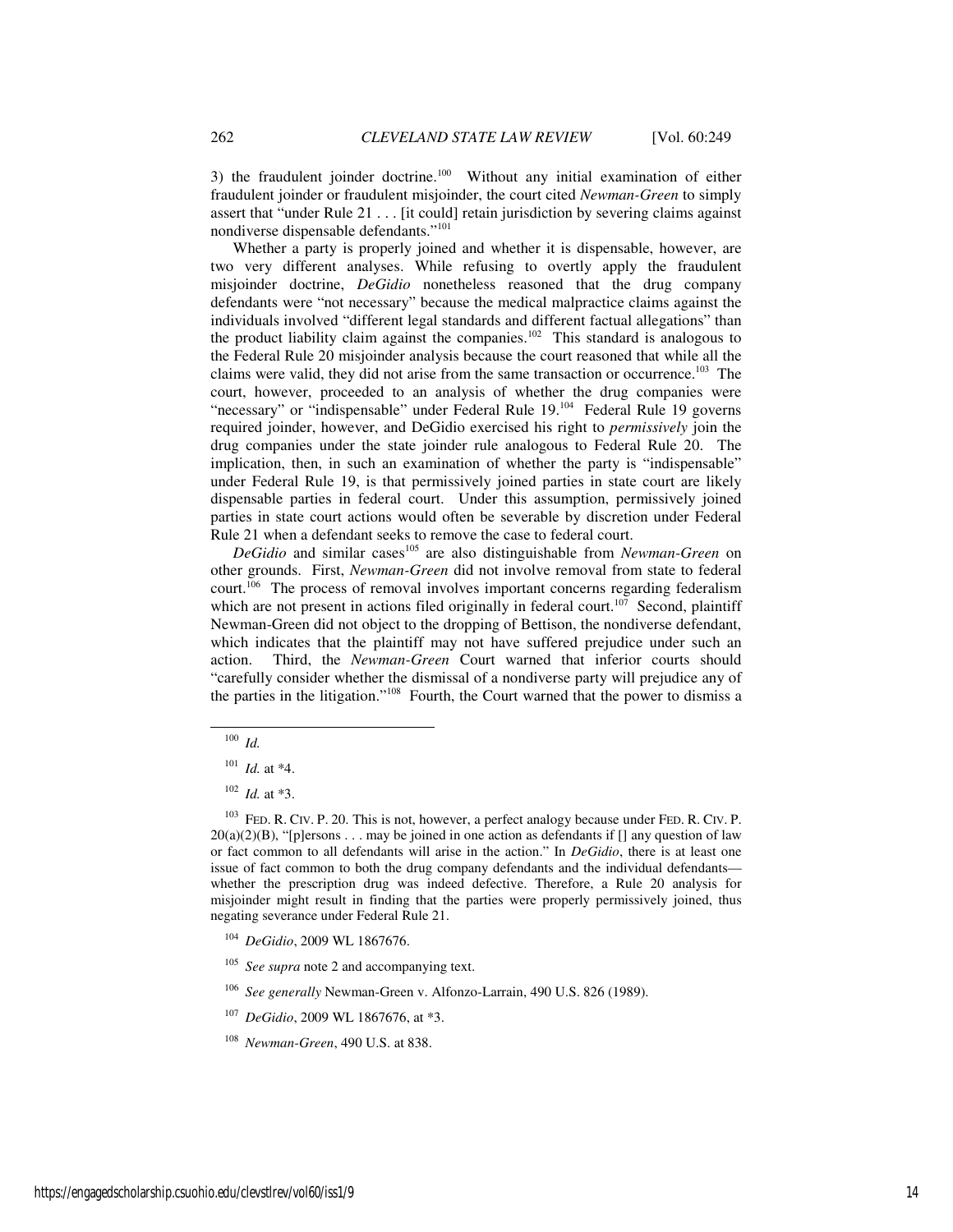3) the fraudulent joinder doctrine.[100] Without any initial examination of either fraudulent joinder or fraudulent misjoinder, the court cited *Newman-Green* to simply assert that "under Rule 21 . . . [it could] retain jurisdiction by severing claims against nondiverse dispensable defendants."[101]

Whether a party is properly joined and whether it is dispensable, however, are two very different analyses. While refusing to overtly apply the fraudulent misjoinder doctrine, *DeGidio* nonetheless reasoned that the drug company defendants were "not necessary" because the medical malpractice claims against the individuals involved "different legal standards and different factual allegations" than the product liability claim against the companies.[102] This standard is analogous to the Federal Rule 20 misjoinder analysis because the court reasoned that while all the claims were valid, they did not arise from the same transaction or occurrence.[103] The court, however, proceeded to an analysis of whether the drug companies were "necessary" or "indispensable" under Federal Rule 19.[104] Federal Rule 19 governs required joinder, however, and DeGidio exercised his right to *permissively* join the drug companies under the state joinder rule analogous to Federal Rule 20. The implication, then, in such an examination of whether the party is "indispensable" under Federal Rule 19, is that permissively joined parties in state court are likely dispensable parties in federal court. Under this assumption, permissively joined parties in state court actions would often be severable by discretion under Federal Rule 21 when a defendant seeks to remove the case to federal court.

*DeGidio* and similar cases[105] are also distinguishable from *Newman-Green* on other grounds. First, *Newman-Green* did not involve removal from state to federal court.[106] The process of removal involves important concerns regarding federalism which are not present in actions filed originally in federal court.[107] Second, plaintiff Newman-Green did not object to the dropping of Bettison, the nondiverse defendant, which indicates that the plaintiff may not have suffered prejudice under such an action. Third, the *Newman-Green* Court warned that inferior courts should "carefully consider whether the dismissal of a nondiverse party will prejudice any of the parties in the litigation."[108] Fourth, the Court warned that the power to dismiss a

---

[100] *Id.*

[101] *Id.* at *4.

[102] *Id.* at *3.

[103] FED. R. CIV. P. 20. This is not, however, a perfect analogy because under FED. R. CIV. P. 20(a)(2)(B), "[p]ersons . . . may be joined in one action as defendants if [] any question of law or fact common to all defendants will arise in the action." In *DeGidio*, there is at least one issue of fact common to both the drug company defendants and the individual defendants—whether the prescription drug was indeed defective. Therefore, a Rule 20 analysis for misjoinder might result in finding that the parties were properly permissively joined, thus negating severance under Federal Rule 21.

[104] *DeGidio*, 2009 WL 1867676.

[105] *See supra* note 2 and accompanying text.

[106] *See generally* Newman-Green v. Alfonzo-Larrain, 490 U.S. 826 (1989).

[107] *DeGidio*, 2009 WL 1867676, at *3.

[108] *Newman-Green*, 490 U.S. at 838.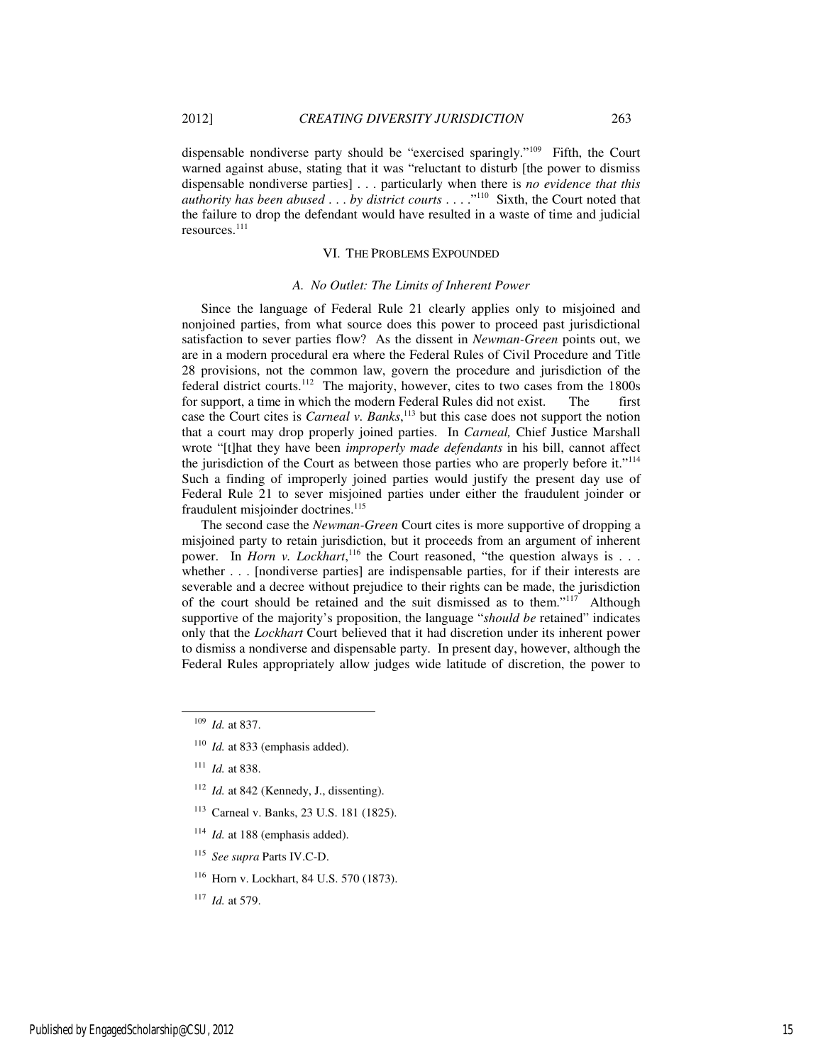dispensable nondiverse party should be "exercised sparingly."[109] Fifth, the Court warned against abuse, stating that it was "reluctant to disturb [the power to dismiss dispensable nondiverse parties] . . . particularly when there is *no evidence that this authority has been abused . . . by district courts* . . . ."[110] Sixth, the Court noted that the failure to drop the defendant would have resulted in a waste of time and judicial resources.[111]

## VI. The Problems Expounded

### *A. No Outlet: The Limits of Inherent Power*

Since the language of Federal Rule 21 clearly applies only to misjoined and nonjoined parties, from what source does this power to proceed past jurisdictional satisfaction to sever parties flow? As the dissent in *Newman-Green* points out, we are in a modern procedural era where the Federal Rules of Civil Procedure and Title 28 provisions, not the common law, govern the procedure and jurisdiction of the federal district courts.[112] The majority, however, cites to two cases from the 1800s for support, a time in which the modern Federal Rules did not exist. The first case the Court cites is *Carneal v. Banks*,[113] but this case does not support the notion that a court may drop properly joined parties. In *Carneal,* Chief Justice Marshall wrote "[t]hat they have been *improperly made defendants* in his bill, cannot affect the jurisdiction of the Court as between those parties who are properly before it."[114] Such a finding of improperly joined parties would justify the present day use of Federal Rule 21 to sever misjoined parties under either the fraudulent joinder or fraudulent misjoinder doctrines.[115]

The second case the *Newman-Green* Court cites is more supportive of dropping a misjoined party to retain jurisdiction, but it proceeds from an argument of inherent power. In *Horn v. Lockhart*,[116] the Court reasoned, "the question always is . . . whether . . . [nondiverse parties] are indispensable parties, for if their interests are severable and a decree without prejudice to their rights can be made, the jurisdiction of the court should be retained and the suit dismissed as to them."[117] Although supportive of the majority's proposition, the language "*should be* retained" indicates only that the *Lockhart* Court believed that it had discretion under its inherent power to dismiss a nondiverse and dispensable party. In present day, however, although the Federal Rules appropriately allow judges wide latitude of discretion, the power to

---

[109] *Id.* at 837.

[110] *Id.* at 833 (emphasis added).

[111] *Id.* at 838.

[112] *Id.* at 842 (Kennedy, J., dissenting).

[113] Carneal v. Banks, 23 U.S. 181 (1825).

[114] *Id.* at 188 (emphasis added).

[115] *See supra* Parts IV.C-D.

[116] Horn v. Lockhart, 84 U.S. 570 (1873).

[117] *Id.* at 579.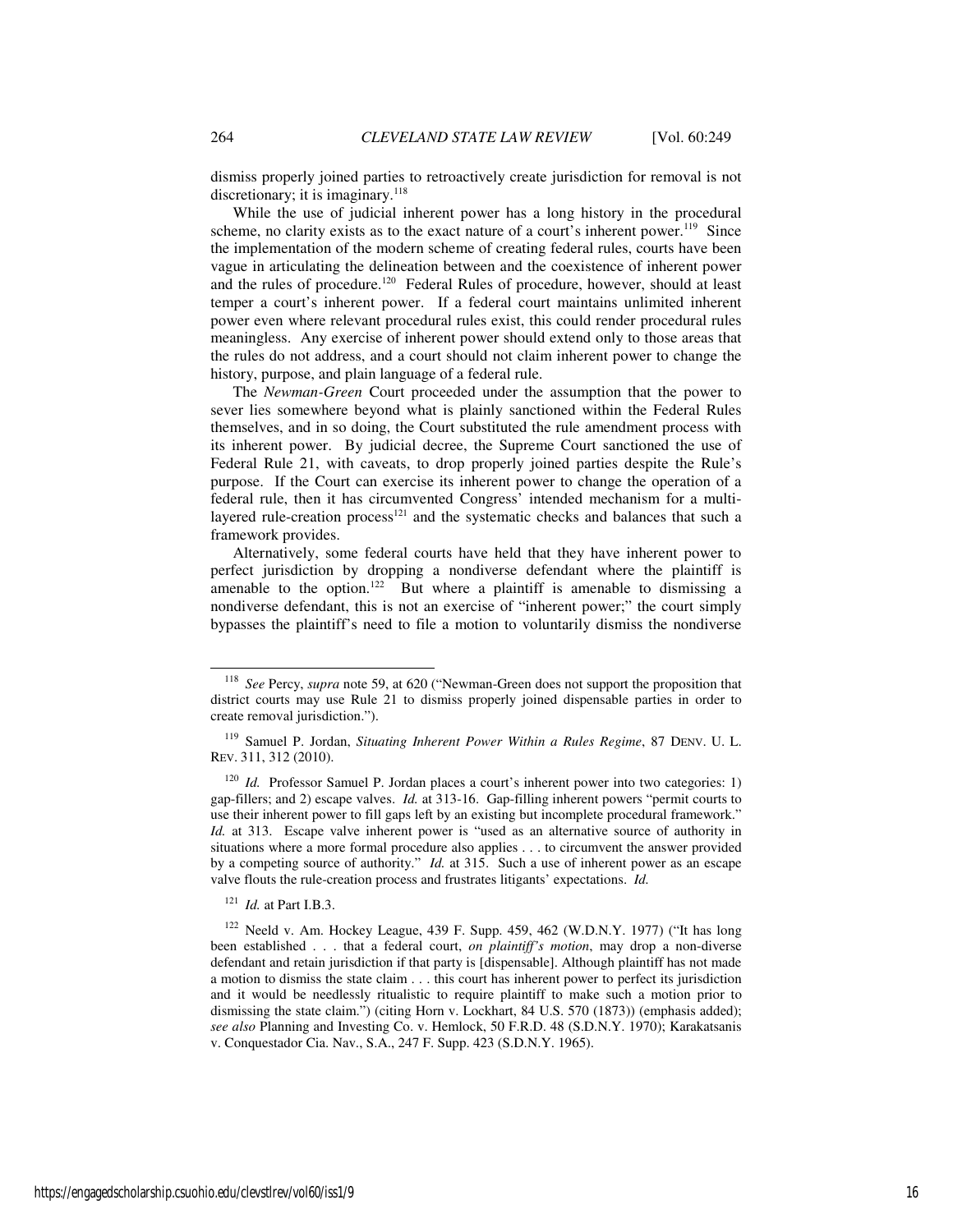dismiss properly joined parties to retroactively create jurisdiction for removal is not discretionary; it is imaginary.[118]

While the use of judicial inherent power has a long history in the procedural scheme, no clarity exists as to the exact nature of a court's inherent power.[119] Since the implementation of the modern scheme of creating federal rules, courts have been vague in articulating the delineation between and the coexistence of inherent power and the rules of procedure.[120] Federal Rules of procedure, however, should at least temper a court's inherent power. If a federal court maintains unlimited inherent power even where relevant procedural rules exist, this could render procedural rules meaningless. Any exercise of inherent power should extend only to those areas that the rules do not address, and a court should not claim inherent power to change the history, purpose, and plain language of a federal rule.

The *Newman-Green* Court proceeded under the assumption that the power to sever lies somewhere beyond what is plainly sanctioned within the Federal Rules themselves, and in so doing, the Court substituted the rule amendment process with its inherent power. By judicial decree, the Supreme Court sanctioned the use of Federal Rule 21, with caveats, to drop properly joined parties despite the Rule's purpose. If the Court can exercise its inherent power to change the operation of a federal rule, then it has circumvented Congress' intended mechanism for a multi-layered rule-creation process[121] and the systematic checks and balances that such a framework provides.

Alternatively, some federal courts have held that they have inherent power to perfect jurisdiction by dropping a nondiverse defendant where the plaintiff is amenable to the option.[122] But where a plaintiff is amenable to dismissing a nondiverse defendant, this is not an exercise of "inherent power;" the court simply bypasses the plaintiff's need to file a motion to voluntarily dismiss the nondiverse

---

[118] *See* Percy, *supra* note 59, at 620 ("Newman-Green does not support the proposition that district courts may use Rule 21 to dismiss properly joined dispensable parties in order to create removal jurisdiction.").

[119] Samuel P. Jordan, *Situating Inherent Power Within a Rules Regime*, 87 DENV. U. L. REV. 311, 312 (2010).

[120] *Id.* Professor Samuel P. Jordan places a court's inherent power into two categories: 1) gap-fillers; and 2) escape valves. *Id.* at 313-16. Gap-filling inherent powers "permit courts to use their inherent power to fill gaps left by an existing but incomplete procedural framework." *Id.* at 313. Escape valve inherent power is "used as an alternative source of authority in situations where a more formal procedure also applies . . . to circumvent the answer provided by a competing source of authority." *Id.* at 315. Such a use of inherent power as an escape valve flouts the rule-creation process and frustrates litigants' expectations. *Id.*

[121] *Id.* at Part I.B.3.

[122] Neeld v. Am. Hockey League, 439 F. Supp. 459, 462 (W.D.N.Y. 1977) ("It has long been established . . . that a federal court, *on plaintiff's motion*, may drop a non-diverse defendant and retain jurisdiction if that party is [dispensable]. Although plaintiff has not made a motion to dismiss the state claim . . . this court has inherent power to perfect its jurisdiction and it would be needlessly ritualistic to require plaintiff to make such a motion prior to dismissing the state claim.") (citing Horn v. Lockhart, 84 U.S. 570 (1873)) (emphasis added); *see also* Planning and Investing Co. v. Hemlock, 50 F.R.D. 48 (S.D.N.Y. 1970); Karakatsanis v. Conquestador Cia. Nav., S.A., 247 F. Supp. 423 (S.D.N.Y. 1965).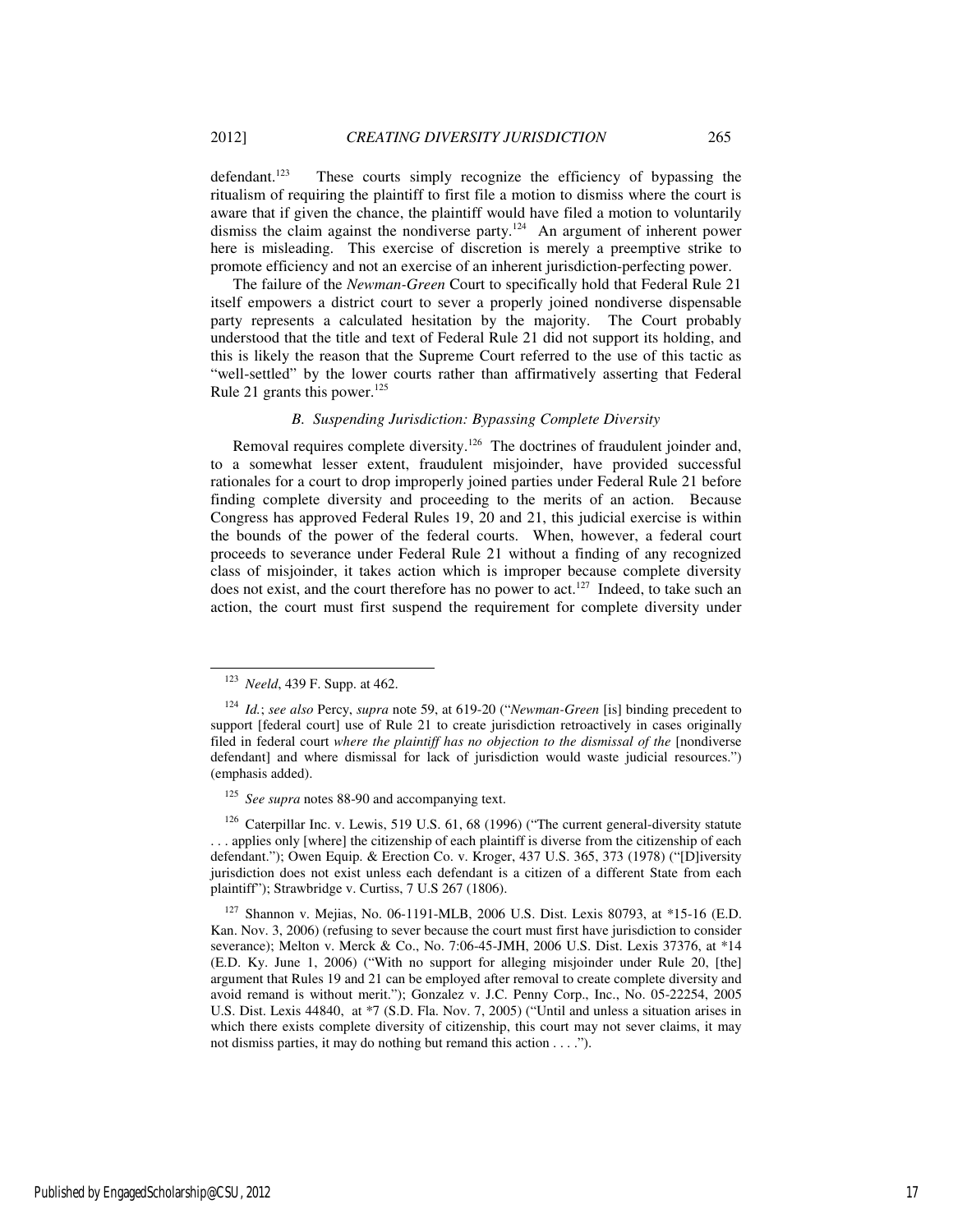defendant.[123] These courts simply recognize the efficiency of bypassing the ritualism of requiring the plaintiff to first file a motion to dismiss where the court is aware that if given the chance, the plaintiff would have filed a motion to voluntarily dismiss the claim against the nondiverse party.[124] An argument of inherent power here is misleading. This exercise of discretion is merely a preemptive strike to promote efficiency and not an exercise of an inherent jurisdiction-perfecting power.

The failure of the *Newman-Green* Court to specifically hold that Federal Rule 21 itself empowers a district court to sever a properly joined nondiverse dispensable party represents a calculated hesitation by the majority. The Court probably understood that the title and text of Federal Rule 21 did not support its holding, and this is likely the reason that the Supreme Court referred to the use of this tactic as "well-settled" by the lower courts rather than affirmatively asserting that Federal Rule 21 grants this power.[125]

### *B. Suspending Jurisdiction: Bypassing Complete Diversity*

Removal requires complete diversity.[126] The doctrines of fraudulent joinder and, to a somewhat lesser extent, fraudulent misjoinder, have provided successful rationales for a court to drop improperly joined parties under Federal Rule 21 before finding complete diversity and proceeding to the merits of an action. Because Congress has approved Federal Rules 19, 20 and 21, this judicial exercise is within the bounds of the power of the federal courts. When, however, a federal court proceeds to severance under Federal Rule 21 without a finding of any recognized class of misjoinder, it takes action which is improper because complete diversity does not exist, and the court therefore has no power to act.[127] Indeed, to take such an action, the court must first suspend the requirement for complete diversity under

---

[123] *Neeld*, 439 F. Supp. at 462.

[124] *Id.*; *see also* Percy, *supra* note 59, at 619-20 ("*Newman-Green* [is] binding precedent to support [federal court] use of Rule 21 to create jurisdiction retroactively in cases originally filed in federal court *where the plaintiff has no objection to the dismissal of the* [nondiverse defendant] and where dismissal for lack of jurisdiction would waste judicial resources.") (emphasis added).

[125] *See supra* notes 88-90 and accompanying text.

[126] Caterpillar Inc. v. Lewis, 519 U.S. 61, 68 (1996) ("The current general-diversity statute . . . applies only [where] the citizenship of each plaintiff is diverse from the citizenship of each defendant."); Owen Equip. & Erection Co. v. Kroger, 437 U.S. 365, 373 (1978) ("[D]iversity jurisdiction does not exist unless each defendant is a citizen of a different State from each plaintiff"); Strawbridge v. Curtiss, 7 U.S 267 (1806).

[127] Shannon v. Mejias, No. 06-1191-MLB, 2006 U.S. Dist. Lexis 80793, at *15-16 (E.D. Kan. Nov. 3, 2006) (refusing to sever because the court must first have jurisdiction to consider severance); Melton v. Merck & Co., No. 7:06-45-JMH, 2006 U.S. Dist. Lexis 37376, at *14 (E.D. Ky. June 1, 2006) ("With no support for alleging misjoinder under Rule 20, [the] argument that Rules 19 and 21 can be employed after removal to create complete diversity and avoid remand is without merit."); Gonzalez v. J.C. Penny Corp., Inc., No. 05-22254, 2005 U.S. Dist. Lexis 44840, at *7 (S.D. Fla. Nov. 7, 2005) ("Until and unless a situation arises in which there exists complete diversity of citizenship, this court may not sever claims, it may not dismiss parties, it may do nothing but remand this action . . . .").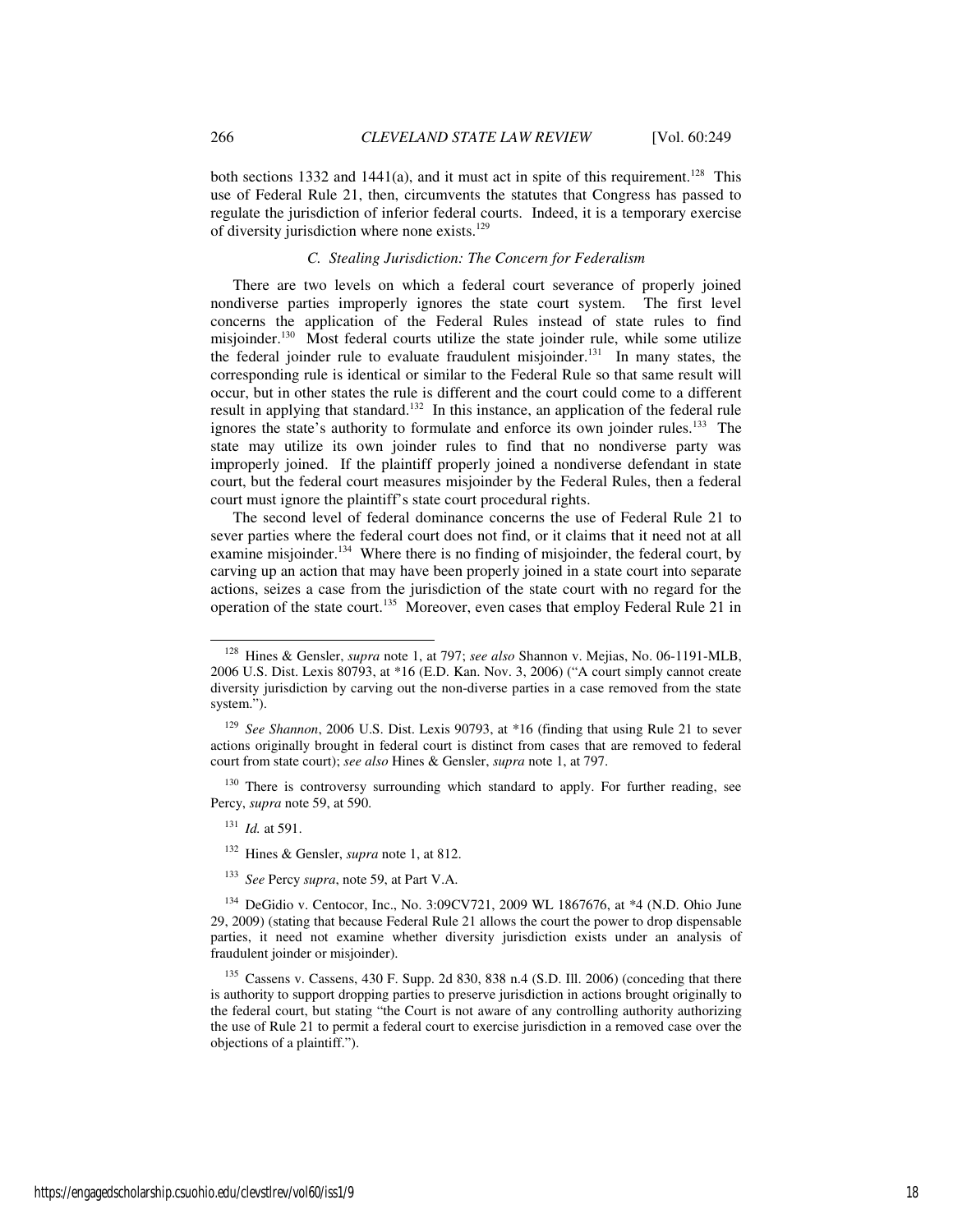both sections 1332 and 1441(a), and it must act in spite of this requirement.[128] This use of Federal Rule 21, then, circumvents the statutes that Congress has passed to regulate the jurisdiction of inferior federal courts. Indeed, it is a temporary exercise of diversity jurisdiction where none exists.[129]

### *C. Stealing Jurisdiction: The Concern for Federalism*

There are two levels on which a federal court severance of properly joined nondiverse parties improperly ignores the state court system. The first level concerns the application of the Federal Rules instead of state rules to find misjoinder.[130] Most federal courts utilize the state joinder rule, while some utilize the federal joinder rule to evaluate fraudulent misjoinder.[131] In many states, the corresponding rule is identical or similar to the Federal Rule so that same result will occur, but in other states the rule is different and the court could come to a different result in applying that standard.[132] In this instance, an application of the federal rule ignores the state's authority to formulate and enforce its own joinder rules.[133] The state may utilize its own joinder rules to find that no nondiverse party was improperly joined. If the plaintiff properly joined a nondiverse defendant in state court, but the federal court measures misjoinder by the Federal Rules, then a federal court must ignore the plaintiff's state court procedural rights.

The second level of federal dominance concerns the use of Federal Rule 21 to sever parties where the federal court does not find, or it claims that it need not at all examine misjoinder.[134] Where there is no finding of misjoinder, the federal court, by carving up an action that may have been properly joined in a state court into separate actions, seizes a case from the jurisdiction of the state court with no regard for the operation of the state court.[135] Moreover, even cases that employ Federal Rule 21 in

---

[128] Hines & Gensler, *supra* note 1, at 797; *see also* Shannon v. Mejias, No. 06-1191-MLB, 2006 U.S. Dist. Lexis 80793, at \*16 (E.D. Kan. Nov. 3, 2006) ("A court simply cannot create diversity jurisdiction by carving out the non-diverse parties in a case removed from the state system.").

[129] *See Shannon*, 2006 U.S. Dist. Lexis 90793, at \*16 (finding that using Rule 21 to sever actions originally brought in federal court is distinct from cases that are removed to federal court from state court); *see also* Hines & Gensler, *supra* note 1, at 797.

[130] There is controversy surrounding which standard to apply. For further reading, see Percy, *supra* note 59, at 590.

[131] *Id.* at 591.

[132] Hines & Gensler, *supra* note 1, at 812.

[133] *See* Percy *supra*, note 59, at Part V.A.

[134] DeGidio v. Centocor, Inc., No. 3:09CV721, 2009 WL 1867676, at \*4 (N.D. Ohio June 29, 2009) (stating that because Federal Rule 21 allows the court the power to drop dispensable parties, it need not examine whether diversity jurisdiction exists under an analysis of fraudulent joinder or misjoinder).

[135] Cassens v. Cassens, 430 F. Supp. 2d 830, 838 n.4 (S.D. Ill. 2006) (conceding that there is authority to support dropping parties to preserve jurisdiction in actions brought originally to the federal court, but stating "the Court is not aware of any controlling authority authorizing the use of Rule 21 to permit a federal court to exercise jurisdiction in a removed case over the objections of a plaintiff.").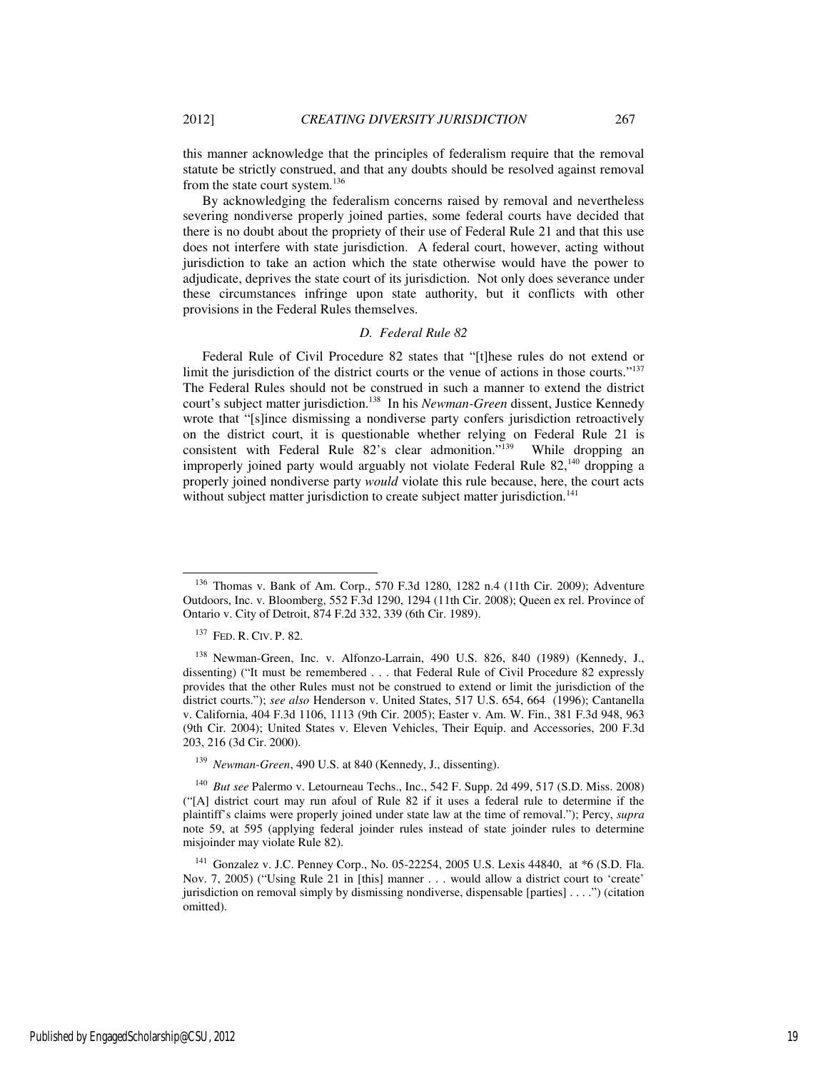this manner acknowledge that the principles of federalism require that the removal statute be strictly construed, and that any doubts should be resolved against removal from the state court system.[136]

By acknowledging the federalism concerns raised by removal and nevertheless severing nondiverse properly joined parties, some federal courts have decided that there is no doubt about the propriety of their use of Federal Rule 21 and that this use does not interfere with state jurisdiction. A federal court, however, acting without jurisdiction to take an action which the state otherwise would have the power to adjudicate, deprives the state court of its jurisdiction. Not only does severance under these circumstances infringe upon state authority, but it conflicts with other provisions in the Federal Rules themselves.

### *D. Federal Rule 82*

Federal Rule of Civil Procedure 82 states that "[t]hese rules do not extend or limit the jurisdiction of the district courts or the venue of actions in those courts."[137] The Federal Rules should not be construed in such a manner to extend the district court's subject matter jurisdiction.[138] In his *Newman-Green* dissent, Justice Kennedy wrote that "[s]ince dismissing a nondiverse party confers jurisdiction retroactively on the district court, it is questionable whether relying on Federal Rule 21 is consistent with Federal Rule 82's clear admonition."[139] While dropping an improperly joined party would arguably not violate Federal Rule 82,[140] dropping a properly joined nondiverse party *would* violate this rule because, here, the court acts without subject matter jurisdiction to create subject matter jurisdiction.[141]

---

[136] Thomas v. Bank of Am. Corp., 570 F.3d 1280, 1282 n.4 (11th Cir. 2009); Adventure Outdoors, Inc. v. Bloomberg, 552 F.3d 1290, 1294 (11th Cir. 2008); Queen ex rel. Province of Ontario v. City of Detroit, 874 F.2d 332, 339 (6th Cir. 1989).

[137] FED. R. CIV. P. 82.

[138] Newman-Green, Inc. v. Alfonzo-Larrain, 490 U.S. 826, 840 (1989) (Kennedy, J., dissenting) ("It must be remembered . . . that Federal Rule of Civil Procedure 82 expressly provides that the other Rules must not be construed to extend or limit the jurisdiction of the district courts."); *see also* Henderson v. United States, 517 U.S. 654, 664 (1996); Cantanella v. California, 404 F.3d 1106, 1113 (9th Cir. 2005); Easter v. Am. W. Fin., 381 F.3d 948, 963 (9th Cir. 2004); United States v. Eleven Vehicles, Their Equip. and Accessories, 200 F.3d 203, 216 (3d Cir. 2000).

[139] *Newman-Green*, 490 U.S. at 840 (Kennedy, J., dissenting).

[140] *But see* Palermo v. Letourneau Techs., Inc., 542 F. Supp. 2d 499, 517 (S.D. Miss. 2008) ("[A] district court may run afoul of Rule 82 if it uses a federal rule to determine if the plaintiff's claims were properly joined under state law at the time of removal."); Percy, *supra* note 59, at 595 (applying federal joinder rules instead of state joinder rules to determine misjoinder may violate Rule 82).

[141] Gonzalez v. J.C. Penney Corp., No. 05-22254, 2005 U.S. Lexis 44840, at *6 (S.D. Fla. Nov. 7, 2005) ("Using Rule 21 in [this] manner . . . would allow a district court to 'create' jurisdiction on removal simply by dismissing nondiverse, dispensable [parties] . . . .") (citation omitted).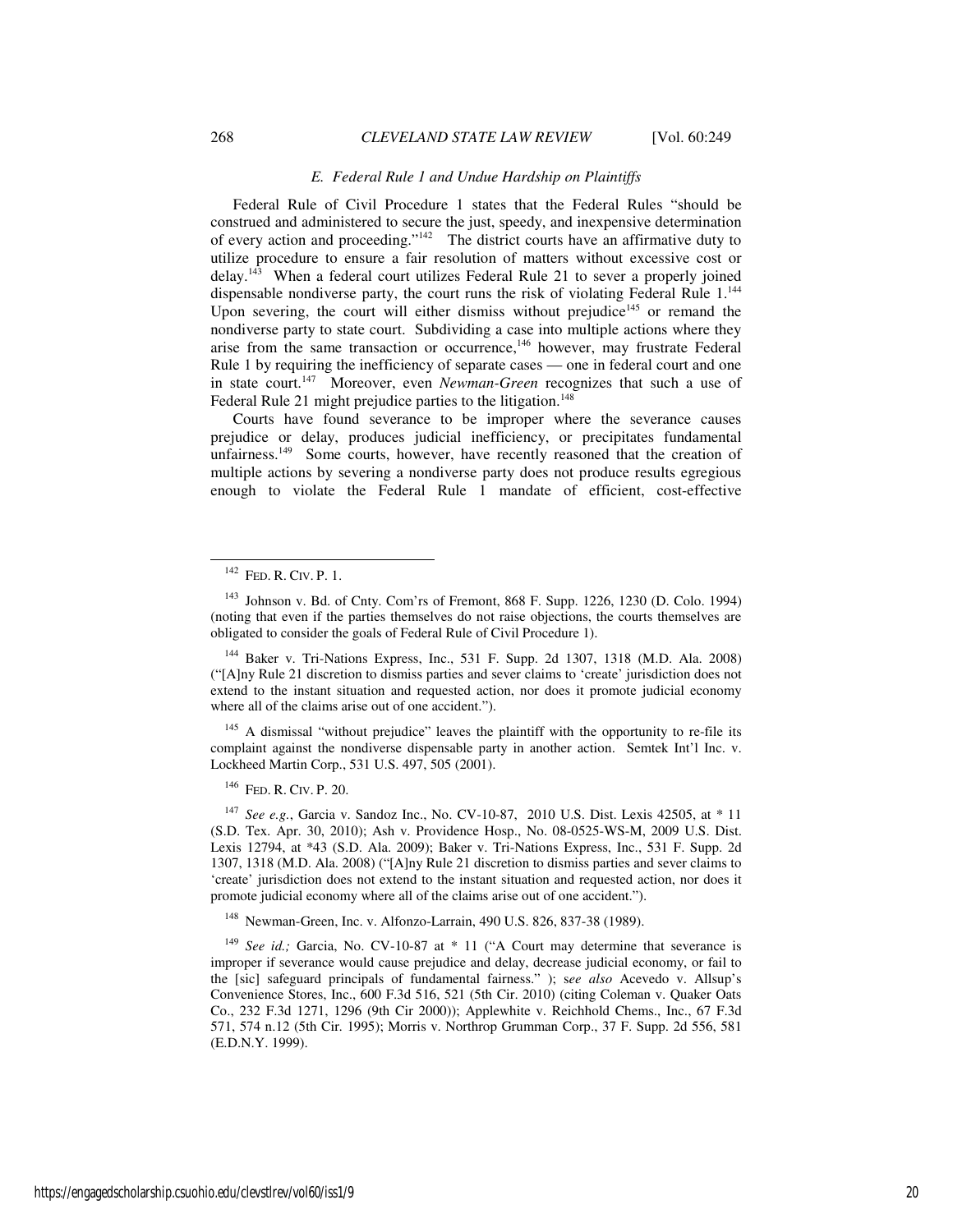### *E. Federal Rule 1 and Undue Hardship on Plaintiffs*

Federal Rule of Civil Procedure 1 states that the Federal Rules "should be construed and administered to secure the just, speedy, and inexpensive determination of every action and proceeding."[142] The district courts have an affirmative duty to utilize procedure to ensure a fair resolution of matters without excessive cost or delay.[143] When a federal court utilizes Federal Rule 21 to sever a properly joined dispensable nondiverse party, the court runs the risk of violating Federal Rule 1.[144] Upon severing, the court will either dismiss without prejudice[145] or remand the nondiverse party to state court. Subdividing a case into multiple actions where they arise from the same transaction or occurrence,[146] however, may frustrate Federal Rule 1 by requiring the inefficiency of separate cases — one in federal court and one in state court.[147] Moreover, even *Newman-Green* recognizes that such a use of Federal Rule 21 might prejudice parties to the litigation.[148]

Courts have found severance to be improper where the severance causes prejudice or delay, produces judicial inefficiency, or precipitates fundamental unfairness.[149] Some courts, however, have recently reasoned that the creation of multiple actions by severing a nondiverse party does not produce results egregious enough to violate the Federal Rule 1 mandate of efficient, cost-effective

---

[142] FED. R. CIV. P. 1.

[143] Johnson v. Bd. of Cnty. Com'rs of Fremont, 868 F. Supp. 1226, 1230 (D. Colo. 1994) (noting that even if the parties themselves do not raise objections, the courts themselves are obligated to consider the goals of Federal Rule of Civil Procedure 1).

[144] Baker v. Tri-Nations Express, Inc., 531 F. Supp. 2d 1307, 1318 (M.D. Ala. 2008) ("[A]ny Rule 21 discretion to dismiss parties and sever claims to 'create' jurisdiction does not extend to the instant situation and requested action, nor does it promote judicial economy where all of the claims arise out of one accident.").

[145] A dismissal "without prejudice" leaves the plaintiff with the opportunity to re-file its complaint against the nondiverse dispensable party in another action. Semtek Int'l Inc. v. Lockheed Martin Corp., 531 U.S. 497, 505 (2001).

[146] FED. R. CIV. P. 20.

[147] *See e.g.*, Garcia v. Sandoz Inc., No. CV-10-87, 2010 U.S. Dist. Lexis 42505, at * 11 (S.D. Tex. Apr. 30, 2010); Ash v. Providence Hosp., No. 08-0525-WS-M, 2009 U.S. Dist. Lexis 12794, at *43 (S.D. Ala. 2009); Baker v. Tri-Nations Express, Inc., 531 F. Supp. 2d 1307, 1318 (M.D. Ala. 2008) ("[A]ny Rule 21 discretion to dismiss parties and sever claims to 'create' jurisdiction does not extend to the instant situation and requested action, nor does it promote judicial economy where all of the claims arise out of one accident.").

[148] Newman-Green, Inc. v. Alfonzo-Larrain, 490 U.S. 826, 837-38 (1989).

[149] *See id.;* Garcia, No. CV-10-87 at * 11 ("A Court may determine that severance is improper if severance would cause prejudice and delay, decrease judicial economy, or fail to the [sic] safeguard principals of fundamental fairness." ); s*ee also* Acevedo v. Allsup's Convenience Stores, Inc., 600 F.3d 516, 521 (5th Cir. 2010) (citing Coleman v. Quaker Oats Co., 232 F.3d 1271, 1296 (9th Cir 2000)); Applewhite v. Reichhold Chems., Inc., 67 F.3d 571, 574 n.12 (5th Cir. 1995); Morris v. Northrop Grumman Corp., 37 F. Supp. 2d 556, 581 (E.D.N.Y. 1999).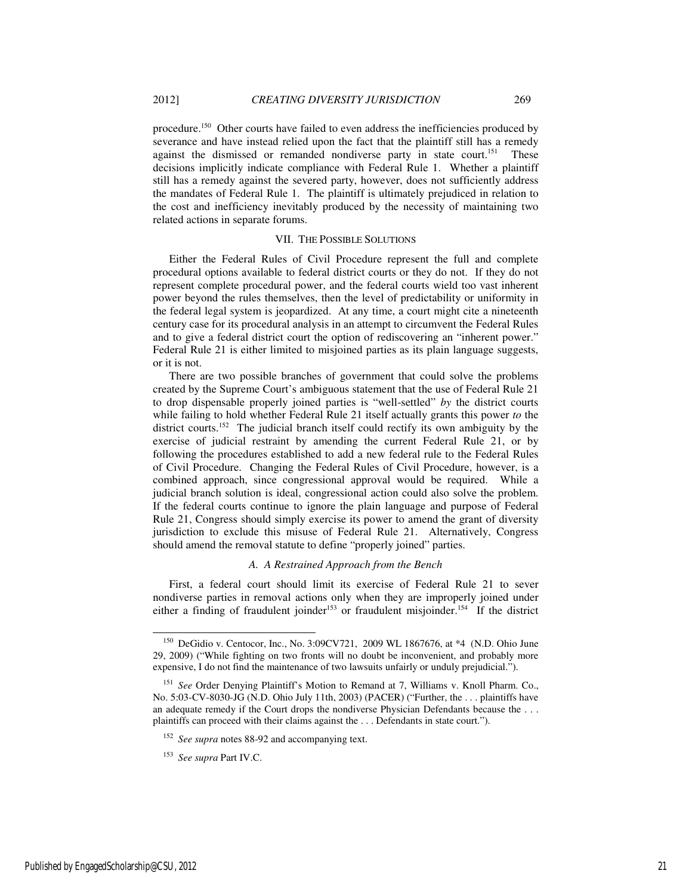procedure.[150] Other courts have failed to even address the inefficiencies produced by severance and have instead relied upon the fact that the plaintiff still has a remedy against the dismissed or remanded nondiverse party in state court.[151] These decisions implicitly indicate compliance with Federal Rule 1. Whether a plaintiff still has a remedy against the severed party, however, does not sufficiently address the mandates of Federal Rule 1. The plaintiff is ultimately prejudiced in relation to the cost and inefficiency inevitably produced by the necessity of maintaining two related actions in separate forums.

## VII. THE POSSIBLE SOLUTIONS

Either the Federal Rules of Civil Procedure represent the full and complete procedural options available to federal district courts or they do not. If they do not represent complete procedural power, and the federal courts wield too vast inherent power beyond the rules themselves, then the level of predictability or uniformity in the federal legal system is jeopardized. At any time, a court might cite a nineteenth century case for its procedural analysis in an attempt to circumvent the Federal Rules and to give a federal district court the option of rediscovering an "inherent power." Federal Rule 21 is either limited to misjoined parties as its plain language suggests, or it is not.

There are two possible branches of government that could solve the problems created by the Supreme Court's ambiguous statement that the use of Federal Rule 21 to drop dispensable properly joined parties is "well-settled" *by* the district courts while failing to hold whether Federal Rule 21 itself actually grants this power *to* the district courts.[152] The judicial branch itself could rectify its own ambiguity by the exercise of judicial restraint by amending the current Federal Rule 21, or by following the procedures established to add a new federal rule to the Federal Rules of Civil Procedure. Changing the Federal Rules of Civil Procedure, however, is a combined approach, since congressional approval would be required. While a judicial branch solution is ideal, congressional action could also solve the problem. If the federal courts continue to ignore the plain language and purpose of Federal Rule 21, Congress should simply exercise its power to amend the grant of diversity jurisdiction to exclude this misuse of Federal Rule 21. Alternatively, Congress should amend the removal statute to define "properly joined" parties.

### *A. A Restrained Approach from the Bench*

First, a federal court should limit its exercise of Federal Rule 21 to sever nondiverse parties in removal actions only when they are improperly joined under either a finding of fraudulent joinder[153] or fraudulent misjoinder.[154] If the district

---

[150] DeGidio v. Centocor, Inc., No. 3:09CV721, 2009 WL 1867676, at *4 (N.D. Ohio June 29, 2009) ("While fighting on two fronts will no doubt be inconvenient, and probably more expensive, I do not find the maintenance of two lawsuits unfairly or unduly prejudicial.").

[151] *See* Order Denying Plaintiff's Motion to Remand at 7, Williams v. Knoll Pharm. Co., No. 5:03-CV-8030-JG (N.D. Ohio July 11th, 2003) (PACER) ("Further, the . . . plaintiffs have an adequate remedy if the Court drops the nondiverse Physician Defendants because the . . . plaintiffs can proceed with their claims against the . . . Defendants in state court.").

[152] *See supra* notes 88-92 and accompanying text.

[153] *See supra* Part IV.C.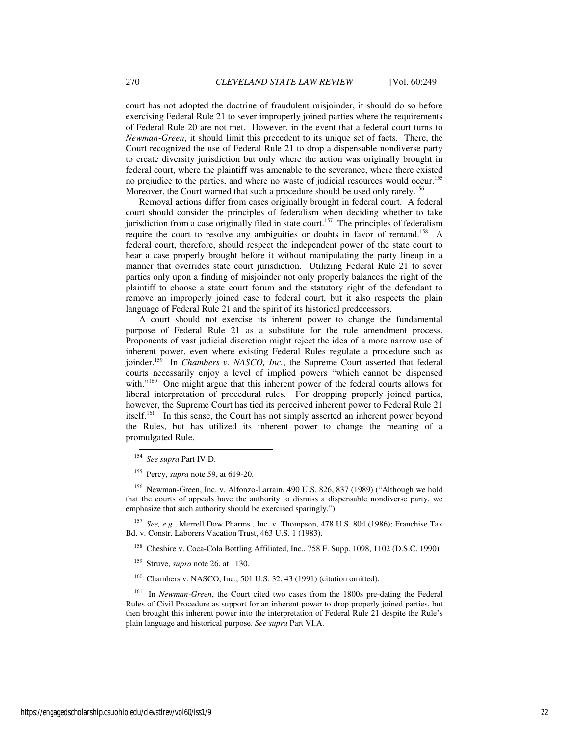court has not adopted the doctrine of fraudulent misjoinder, it should do so before exercising Federal Rule 21 to sever improperly joined parties where the requirements of Federal Rule 20 are not met. However, in the event that a federal court turns to *Newman-Green*, it should limit this precedent to its unique set of facts. There, the Court recognized the use of Federal Rule 21 to drop a dispensable nondiverse party to create diversity jurisdiction but only where the action was originally brought in federal court, where the plaintiff was amenable to the severance, where there existed no prejudice to the parties, and where no waste of judicial resources would occur.[155] Moreover, the Court warned that such a procedure should be used only rarely.[156]

Removal actions differ from cases originally brought in federal court. A federal court should consider the principles of federalism when deciding whether to take jurisdiction from a case originally filed in state court.[157] The principles of federalism require the court to resolve any ambiguities or doubts in favor of remand.[158] A federal court, therefore, should respect the independent power of the state court to hear a case properly brought before it without manipulating the party lineup in a manner that overrides state court jurisdiction. Utilizing Federal Rule 21 to sever parties only upon a finding of misjoinder not only properly balances the right of the plaintiff to choose a state court forum and the statutory right of the defendant to remove an improperly joined case to federal court, but it also respects the plain language of Federal Rule 21 and the spirit of its historical predecessors.

A court should not exercise its inherent power to change the fundamental purpose of Federal Rule 21 as a substitute for the rule amendment process. Proponents of vast judicial discretion might reject the idea of a more narrow use of inherent power, even where existing Federal Rules regulate a procedure such as joinder.[159] In *Chambers v. NASCO, Inc.*, the Supreme Court asserted that federal courts necessarily enjoy a level of implied powers "which cannot be dispensed with."[160] One might argue that this inherent power of the federal courts allows for liberal interpretation of procedural rules. For dropping properly joined parties, however, the Supreme Court has tied its perceived inherent power to Federal Rule 21 itself.[161] In this sense, the Court has not simply asserted an inherent power beyond the Rules, but has utilized its inherent power to change the meaning of a promulgated Rule.

---

[154] *See supra* Part IV.D.

[155] Percy, *supra* note 59, at 619-20.

[156] Newman-Green, Inc. v. Alfonzo-Larrain, 490 U.S. 826, 837 (1989) ("Although we hold that the courts of appeals have the authority to dismiss a dispensable nondiverse party, we emphasize that such authority should be exercised sparingly.").

[157] *See, e.g.*, Merrell Dow Pharms., Inc. v. Thompson, 478 U.S. 804 (1986); Franchise Tax Bd. v. Constr. Laborers Vacation Trust, 463 U.S. 1 (1983).

[158] Cheshire v. Coca-Cola Bottling Affiliated, Inc., 758 F. Supp. 1098, 1102 (D.S.C. 1990).

[159] Struve, *supra* note 26, at 1130.

[160] Chambers v. NASCO, Inc., 501 U.S. 32, 43 (1991) (citation omitted).

[161] In *Newman-Green*, the Court cited two cases from the 1800s pre-dating the Federal Rules of Civil Procedure as support for an inherent power to drop properly joined parties, but then brought this inherent power into the interpretation of Federal Rule 21 despite the Rule's plain language and historical purpose. *See supra* Part VI.A.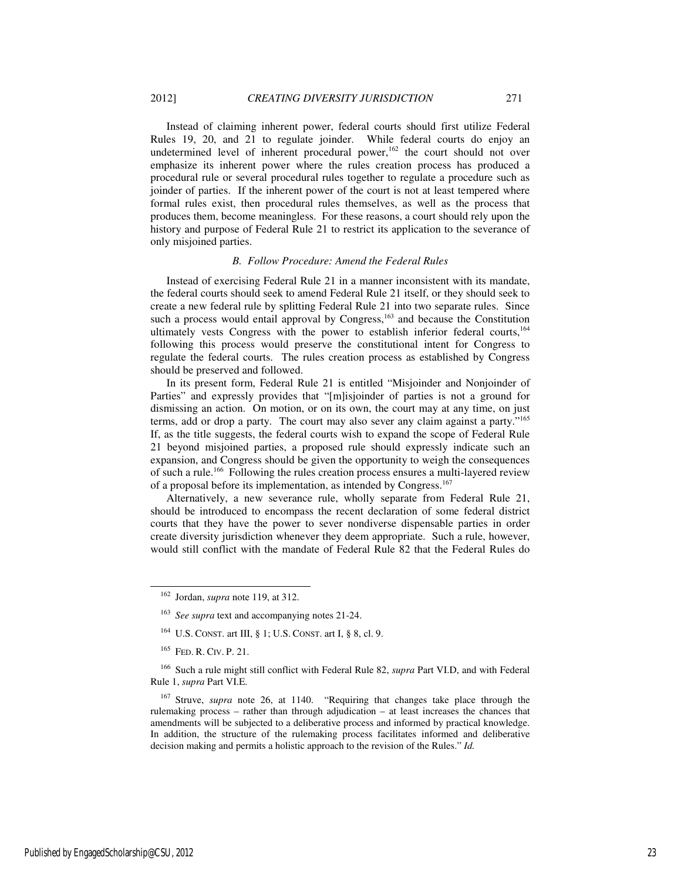Instead of claiming inherent power, federal courts should first utilize Federal Rules 19, 20, and 21 to regulate joinder. While federal courts do enjoy an undetermined level of inherent procedural power,[162] the court should not over emphasize its inherent power where the rules creation process has produced a procedural rule or several procedural rules together to regulate a procedure such as joinder of parties. If the inherent power of the court is not at least tempered where formal rules exist, then procedural rules themselves, as well as the process that produces them, become meaningless. For these reasons, a court should rely upon the history and purpose of Federal Rule 21 to restrict its application to the severance of only misjoined parties.

### *B. Follow Procedure: Amend the Federal Rules*

Instead of exercising Federal Rule 21 in a manner inconsistent with its mandate, the federal courts should seek to amend Federal Rule 21 itself, or they should seek to create a new federal rule by splitting Federal Rule 21 into two separate rules. Since such a process would entail approval by Congress,[163] and because the Constitution ultimately vests Congress with the power to establish inferior federal courts,[164] following this process would preserve the constitutional intent for Congress to regulate the federal courts. The rules creation process as established by Congress should be preserved and followed.

In its present form, Federal Rule 21 is entitled "Misjoinder and Nonjoinder of Parties" and expressly provides that "[m]isjoinder of parties is not a ground for dismissing an action. On motion, or on its own, the court may at any time, on just terms, add or drop a party. The court may also sever any claim against a party."[165] If, as the title suggests, the federal courts wish to expand the scope of Federal Rule 21 beyond misjoined parties, a proposed rule should expressly indicate such an expansion, and Congress should be given the opportunity to weigh the consequences of such a rule.[166] Following the rules creation process ensures a multi-layered review of a proposal before its implementation, as intended by Congress.[167]

Alternatively, a new severance rule, wholly separate from Federal Rule 21, should be introduced to encompass the recent declaration of some federal district courts that they have the power to sever nondiverse dispensable parties in order create diversity jurisdiction whenever they deem appropriate. Such a rule, however, would still conflict with the mandate of Federal Rule 82 that the Federal Rules do

---

[162] Jordan, *supra* note 119, at 312.

[163] *See supra* text and accompanying notes 21-24.

[164] U.S. CONST. art III, § 1; U.S. CONST. art I, § 8, cl. 9.

[165] FED. R. CIV. P. 21.

[166] Such a rule might still conflict with Federal Rule 82, *supra* Part VI.D, and with Federal Rule 1, *supra* Part VI.E.

[167] Struve, *supra* note 26, at 1140. "Requiring that changes take place through the rulemaking process – rather than through adjudication – at least increases the chances that amendments will be subjected to a deliberative process and informed by practical knowledge. In addition, the structure of the rulemaking process facilitates informed and deliberative decision making and permits a holistic approach to the revision of the Rules." *Id.*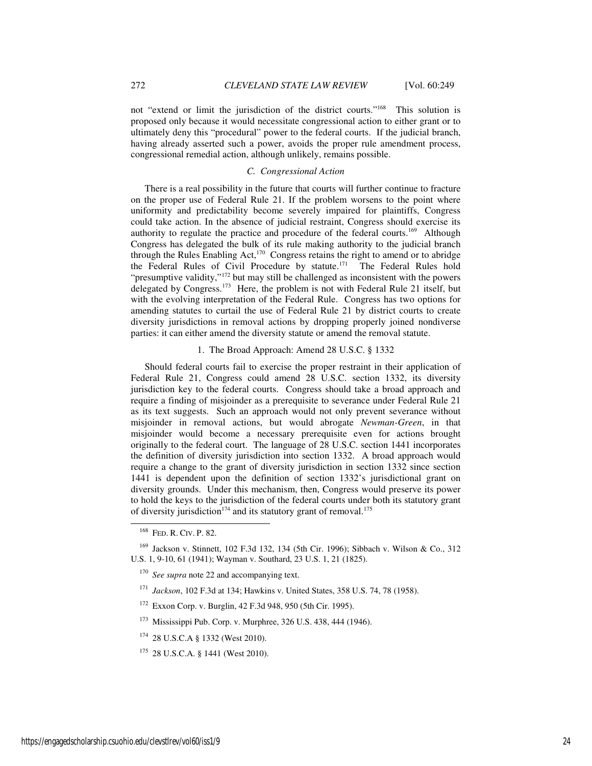not "extend or limit the jurisdiction of the district courts."[168] This solution is proposed only because it would necessitate congressional action to either grant or to ultimately deny this "procedural" power to the federal courts. If the judicial branch, having already asserted such a power, avoids the proper rule amendment process, congressional remedial action, although unlikely, remains possible.

### *C. Congressional Action*

There is a real possibility in the future that courts will further continue to fracture on the proper use of Federal Rule 21. If the problem worsens to the point where uniformity and predictability become severely impaired for plaintiffs, Congress could take action. In the absence of judicial restraint, Congress should exercise its authority to regulate the practice and procedure of the federal courts.[169] Although Congress has delegated the bulk of its rule making authority to the judicial branch through the Rules Enabling Act,[170] Congress retains the right to amend or to abridge the Federal Rules of Civil Procedure by statute.[171] The Federal Rules hold "presumptive validity,"[172] but may still be challenged as inconsistent with the powers delegated by Congress.[173] Here, the problem is not with Federal Rule 21 itself, but with the evolving interpretation of the Federal Rule. Congress has two options for amending statutes to curtail the use of Federal Rule 21 by district courts to create diversity jurisdictions in removal actions by dropping properly joined nondiverse parties: it can either amend the diversity statute or amend the removal statute.

#### 1. The Broad Approach: Amend 28 U.S.C. § 1332

Should federal courts fail to exercise the proper restraint in their application of Federal Rule 21, Congress could amend 28 U.S.C. section 1332, its diversity jurisdiction key to the federal courts. Congress should take a broad approach and require a finding of misjoinder as a prerequisite to severance under Federal Rule 21 as its text suggests. Such an approach would not only prevent severance without misjoinder in removal actions, but would abrogate *Newman-Green*, in that misjoinder would become a necessary prerequisite even for actions brought originally to the federal court. The language of 28 U.S.C. section 1441 incorporates the definition of diversity jurisdiction into section 1332. A broad approach would require a change to the grant of diversity jurisdiction in section 1332 since section 1441 is dependent upon the definition of section 1332's jurisdictional grant on diversity grounds. Under this mechanism, then, Congress would preserve its power to hold the keys to the jurisdiction of the federal courts under both its statutory grant of diversity jurisdiction[174] and its statutory grant of removal.[175]

---

[168] FED. R. CIV. P. 82.

[169] Jackson v. Stinnett, 102 F.3d 132, 134 (5th Cir. 1996); Sibbach v. Wilson & Co., 312 U.S. 1, 9-10, 61 (1941); Wayman v. Southard, 23 U.S. 1, 21 (1825).

[170] *See supra* note 22 and accompanying text.

[171] *Jackson*, 102 F.3d at 134; Hawkins v. United States, 358 U.S. 74, 78 (1958).

[172] Exxon Corp. v. Burglin, 42 F.3d 948, 950 (5th Cir. 1995).

[173] Mississippi Pub. Corp. v. Murphree, 326 U.S. 438, 444 (1946).

[174] 28 U.S.C.A § 1332 (West 2010).

[175] 28 U.S.C.A. § 1441 (West 2010).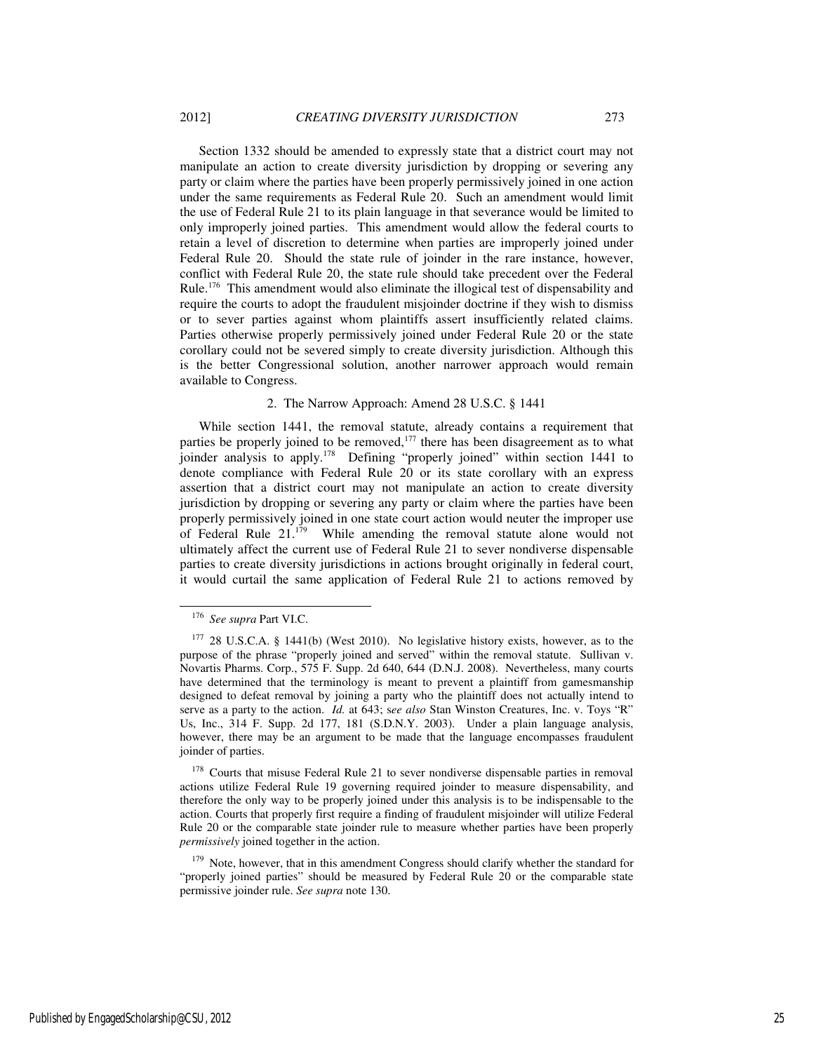Section 1332 should be amended to expressly state that a district court may not manipulate an action to create diversity jurisdiction by dropping or severing any party or claim where the parties have been properly permissively joined in one action under the same requirements as Federal Rule 20. Such an amendment would limit the use of Federal Rule 21 to its plain language in that severance would be limited to only improperly joined parties. This amendment would allow the federal courts to retain a level of discretion to determine when parties are improperly joined under Federal Rule 20. Should the state rule of joinder in the rare instance, however, conflict with Federal Rule 20, the state rule should take precedent over the Federal Rule.[176] This amendment would also eliminate the illogical test of dispensability and require the courts to adopt the fraudulent misjoinder doctrine if they wish to dismiss or to sever parties against whom plaintiffs assert insufficiently related claims. Parties otherwise properly permissively joined under Federal Rule 20 or the state corollary could not be severed simply to create diversity jurisdiction. Although this is the better Congressional solution, another narrower approach would remain available to Congress.

#### 2. The Narrow Approach: Amend 28 U.S.C. § 1441

While section 1441, the removal statute, already contains a requirement that parties be properly joined to be removed,[177] there has been disagreement as to what joinder analysis to apply.[178] Defining "properly joined" within section 1441 to denote compliance with Federal Rule 20 or its state corollary with an express assertion that a district court may not manipulate an action to create diversity jurisdiction by dropping or severing any party or claim where the parties have been properly permissively joined in one state court action would neuter the improper use of Federal Rule 21.[179] While amending the removal statute alone would not ultimately affect the current use of Federal Rule 21 to sever nondiverse dispensable parties to create diversity jurisdictions in actions brought originally in federal court, it would curtail the same application of Federal Rule 21 to actions removed by

---

[176] *See supra* Part VI.C.

[177] 28 U.S.C.A. § 1441(b) (West 2010). No legislative history exists, however, as to the purpose of the phrase "properly joined and served" within the removal statute. Sullivan v. Novartis Pharms. Corp., 575 F. Supp. 2d 640, 644 (D.N.J. 2008). Nevertheless, many courts have determined that the terminology is meant to prevent a plaintiff from gamesmanship designed to defeat removal by joining a party who the plaintiff does not actually intend to serve as a party to the action. *Id.* at 643; *see also* Stan Winston Creatures, Inc. v. Toys "R" Us, Inc., 314 F. Supp. 2d 177, 181 (S.D.N.Y. 2003). Under a plain language analysis, however, there may be an argument to be made that the language encompasses fraudulent joinder of parties.

[178] Courts that misuse Federal Rule 21 to sever nondiverse dispensable parties in removal actions utilize Federal Rule 19 governing required joinder to measure dispensability, and therefore the only way to be properly joined under this analysis is to be indispensable to the action. Courts that properly first require a finding of fraudulent misjoinder will utilize Federal Rule 20 or the comparable state joinder rule to measure whether parties have been properly *permissively* joined together in the action.

[179] Note, however, that in this amendment Congress should clarify whether the standard for "properly joined parties" should be measured by Federal Rule 20 or the comparable state permissive joinder rule. *See supra* note 130.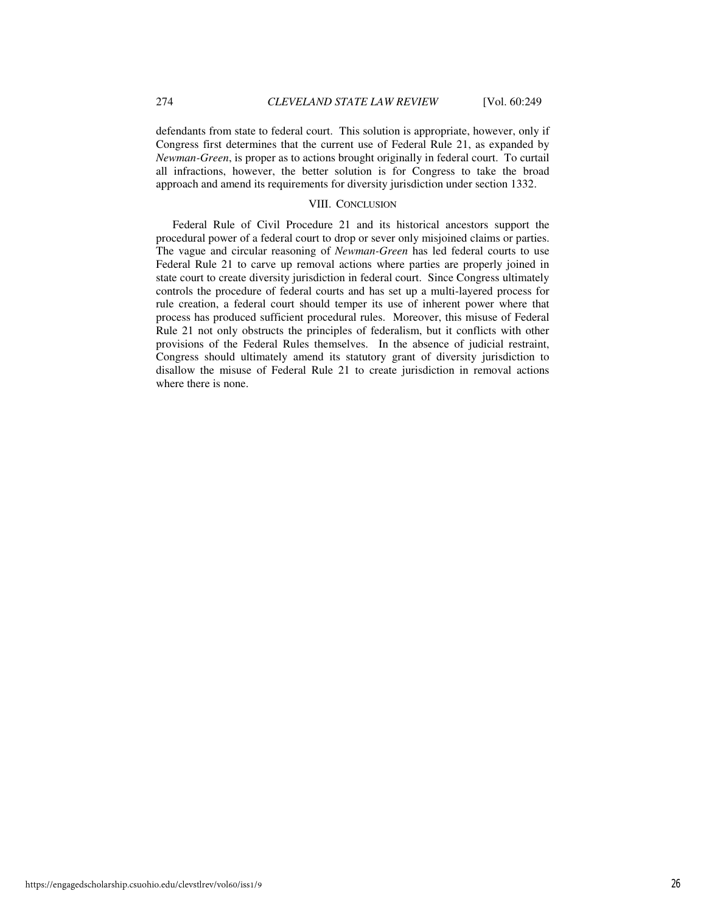defendants from state to federal court. This solution is appropriate, however, only if Congress first determines that the current use of Federal Rule 21, as expanded by *Newman-Green*, is proper as to actions brought originally in federal court. To curtail all infractions, however, the better solution is for Congress to take the broad approach and amend its requirements for diversity jurisdiction under section 1332.

## VIII. CONCLUSION

Federal Rule of Civil Procedure 21 and its historical ancestors support the procedural power of a federal court to drop or sever only misjoined claims or parties. The vague and circular reasoning of *Newman-Green* has led federal courts to use Federal Rule 21 to carve up removal actions where parties are properly joined in state court to create diversity jurisdiction in federal court. Since Congress ultimately controls the procedure of federal courts and has set up a multi-layered process for rule creation, a federal court should temper its use of inherent power where that process has produced sufficient procedural rules. Moreover, this misuse of Federal Rule 21 not only obstructs the principles of federalism, but it conflicts with other provisions of the Federal Rules themselves. In the absence of judicial restraint, Congress should ultimately amend its statutory grant of diversity jurisdiction to disallow the misuse of Federal Rule 21 to create jurisdiction in removal actions where there is none.